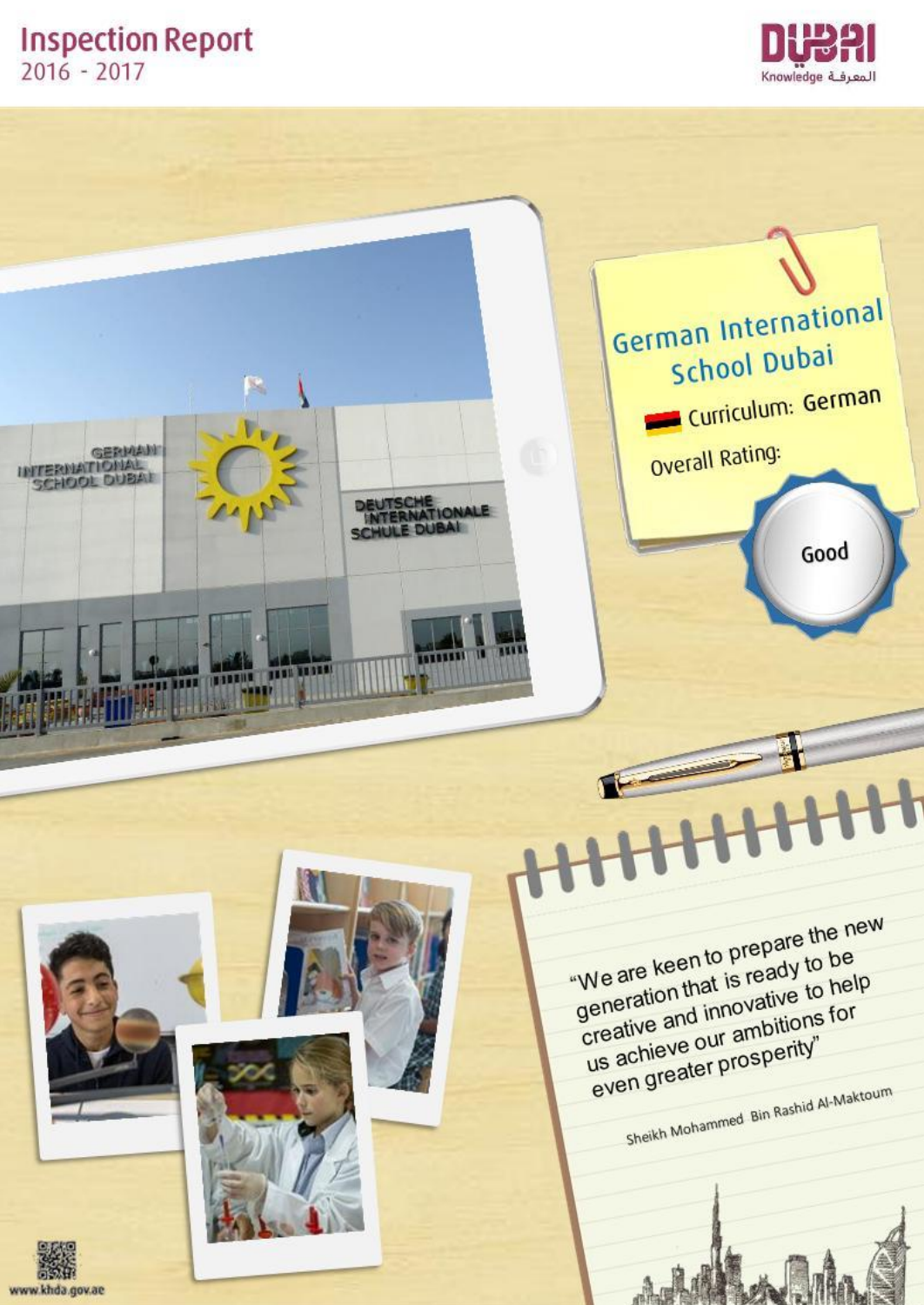# Inspection Report
2016 - 2017

DUBAI Knowledge المعرفة

## German International School Dubai

Curriculum: German

Overall Rating: Good

"We are keen to prepare the new generation that is ready to be creative and innovative to help us achieve our ambitions for even greater prosperity"

Sheikh Mohammed Bin Rashid Al-Maktoum

www.khda.gov.ae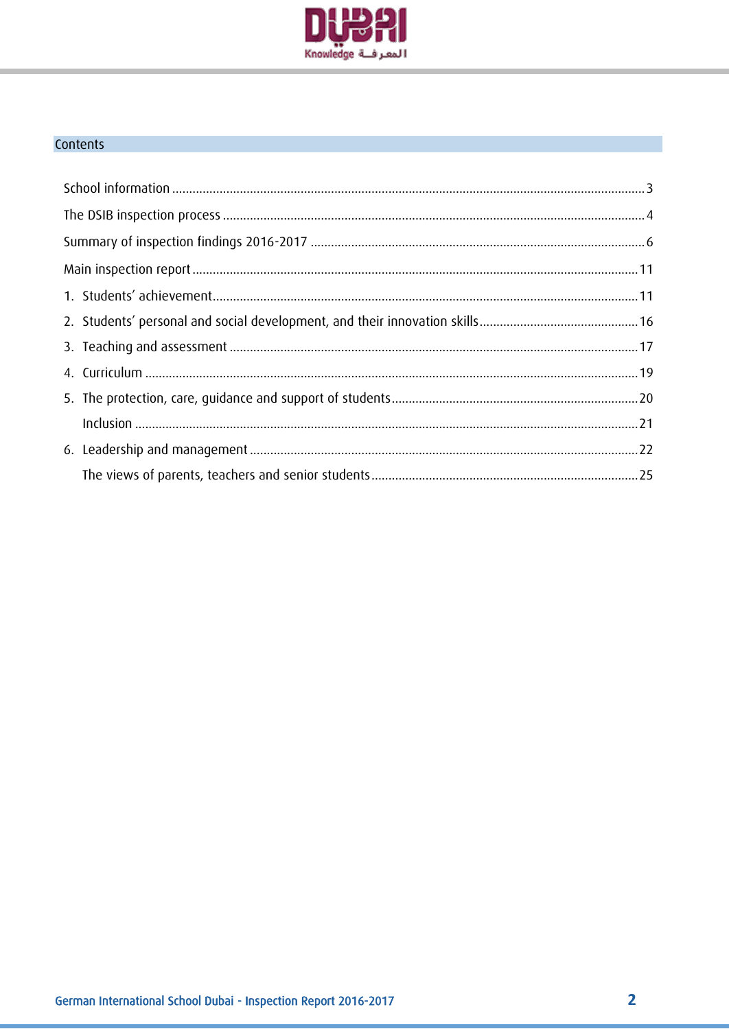## Contents

School information .......... 3

The DSIB inspection process .......... 4

Summary of inspection findings 2016-2017 .......... 6

Main inspection report .......... 11

1. Students' achievement .......... 11
2. Students' personal and social development, and their innovation skills .......... 16
3. Teaching and assessment .......... 17
4. Curriculum .......... 19
5. The protection, care, guidance and support of students .......... 20
   - Inclusion .......... 21
6. Leadership and management .......... 22
   - The views of parents, teachers and senior students .......... 25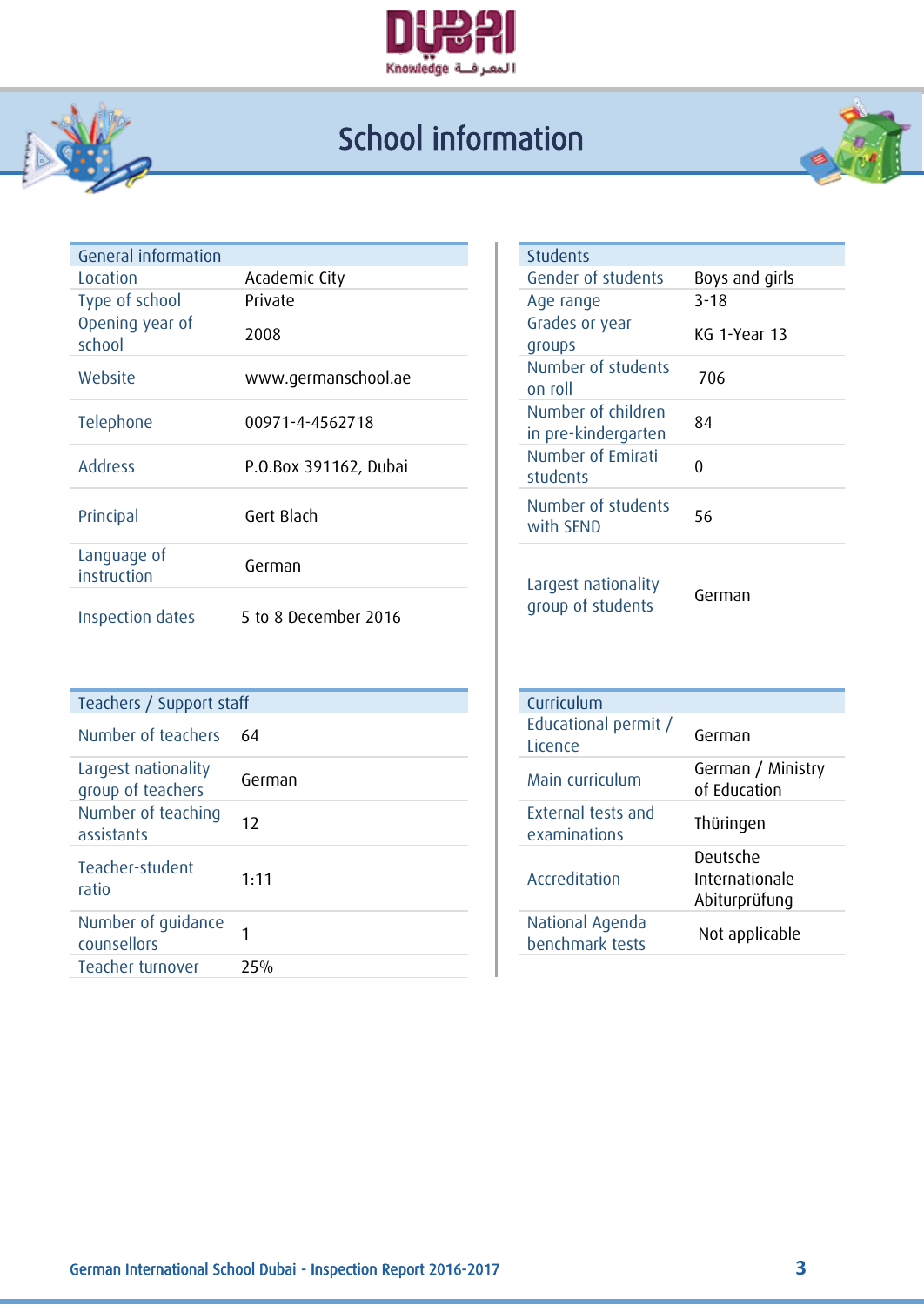# School information

| General information | |
|---|---|
| Location | Academic City |
| Type of school | Private |
| Opening year of school | 2008 |
| Website | www.germanschool.ae |
| Telephone | 00971-4-4562718 |
| Address | P.O.Box 391162, Dubai |
| Principal | Gert Blach |
| Language of instruction | German |
| Inspection dates | 5 to 8 December 2016 |

| Students | |
|---|---|
| Gender of students | Boys and girls |
| Age range | 3-18 |
| Grades or year groups | KG 1-Year 13 |
| Number of students on roll | 706 |
| Number of children in pre-kindergarten | 84 |
| Number of Emirati students | 0 |
| Number of students with SEND | 56 |
| Largest nationality group of students | German |

| Teachers / Support staff | |
|---|---|
| Number of teachers | 64 |
| Largest nationality group of teachers | German |
| Number of teaching assistants | 12 |
| Teacher-student ratio | 1:11 |
| Number of guidance counsellors | 1 |
| Teacher turnover | 25% |

| Curriculum | |
|---|---|
| Educational permit / Licence | German |
| Main curriculum | German / Ministry of Education |
| External tests and examinations | Thüringen |
| Accreditation | Deutsche Internationale Abiturprüfung |
| National Agenda benchmark tests | Not applicable |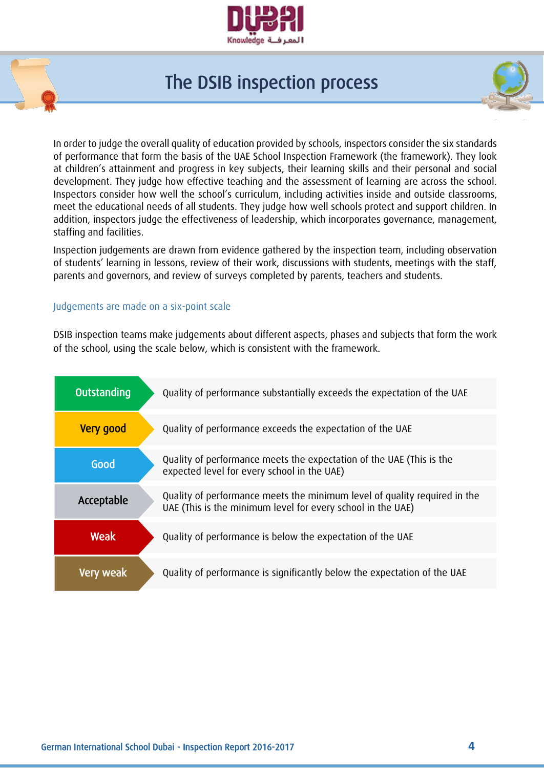# The DSIB inspection process

In order to judge the overall quality of education provided by schools, inspectors consider the six standards of performance that form the basis of the UAE School Inspection Framework (the framework). They look at children's attainment and progress in key subjects, their learning skills and their personal and social development. They judge how effective teaching and the assessment of learning are across the school. Inspectors consider how well the school's curriculum, including activities inside and outside classrooms, meet the educational needs of all students. They judge how well schools protect and support children. In addition, inspectors judge the effectiveness of leadership, which incorporates governance, management, staffing and facilities.

Inspection judgements are drawn from evidence gathered by the inspection team, including observation of students' learning in lessons, review of their work, discussions with students, meetings with the staff, parents and governors, and review of surveys completed by parents, teachers and students.

## Judgements are made on a six-point scale

DSIB inspection teams make judgements about different aspects, phases and subjects that form the work of the school, using the scale below, which is consistent with the framework.

| Judgement | Description |
|---|---|
| Outstanding | Quality of performance substantially exceeds the expectation of the UAE |
| Very good | Quality of performance exceeds the expectation of the UAE |
| Good | Quality of performance meets the expectation of the UAE (This is the expected level for every school in the UAE) |
| Acceptable | Quality of performance meets the minimum level of quality required in the UAE (This is the minimum level for every school in the UAE) |
| Weak | Quality of performance is below the expectation of the UAE |
| Very weak | Quality of performance is significantly below the expectation of the UAE |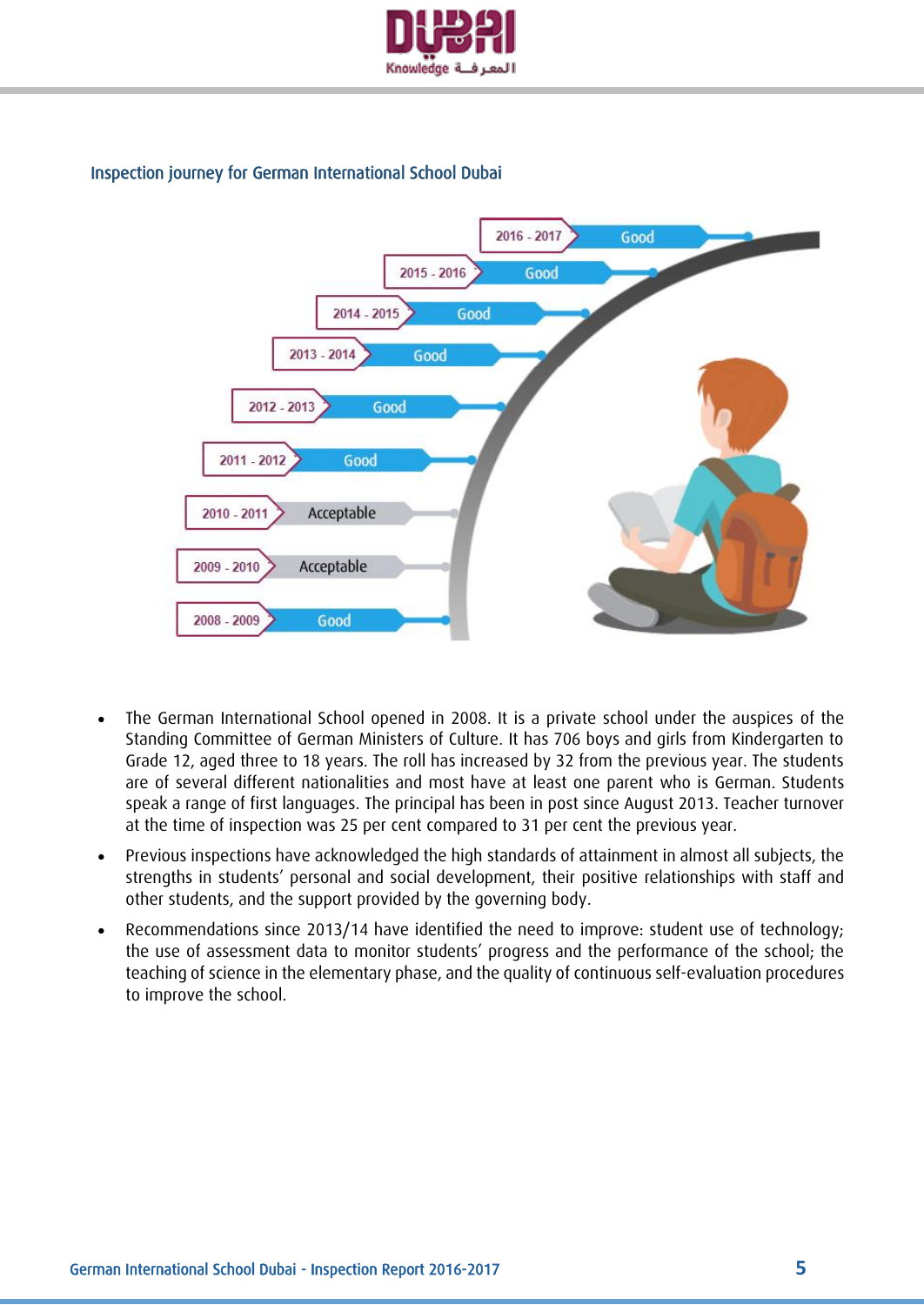### Inspection journey for German International School Dubai

| Year | Rating |
| --- | --- |
| 2016 - 2017 | Good |
| 2015 - 2016 | Good |
| 2014 - 2015 | Good |
| 2013 - 2014 | Good |
| 2012 - 2013 | Good |
| 2011 - 2012 | Good |
| 2010 - 2011 | Acceptable |
| 2009 - 2010 | Acceptable |
| 2008 - 2009 | Good |

- The German International School opened in 2008. It is a private school under the auspices of the Standing Committee of German Ministers of Culture. It has 706 boys and girls from Kindergarten to Grade 12, aged three to 18 years. The roll has increased by 32 from the previous year. The students are of several different nationalities and most have at least one parent who is German. Students speak a range of first languages. The principal has been in post since August 2013. Teacher turnover at the time of inspection was 25 per cent compared to 31 per cent the previous year.
- Previous inspections have acknowledged the high standards of attainment in almost all subjects, the strengths in students' personal and social development, their positive relationships with staff and other students, and the support provided by the governing body.
- Recommendations since 2013/14 have identified the need to improve: student use of technology; the use of assessment data to monitor students' progress and the performance of the school; the teaching of science in the elementary phase, and the quality of continuous self-evaluation procedures to improve the school.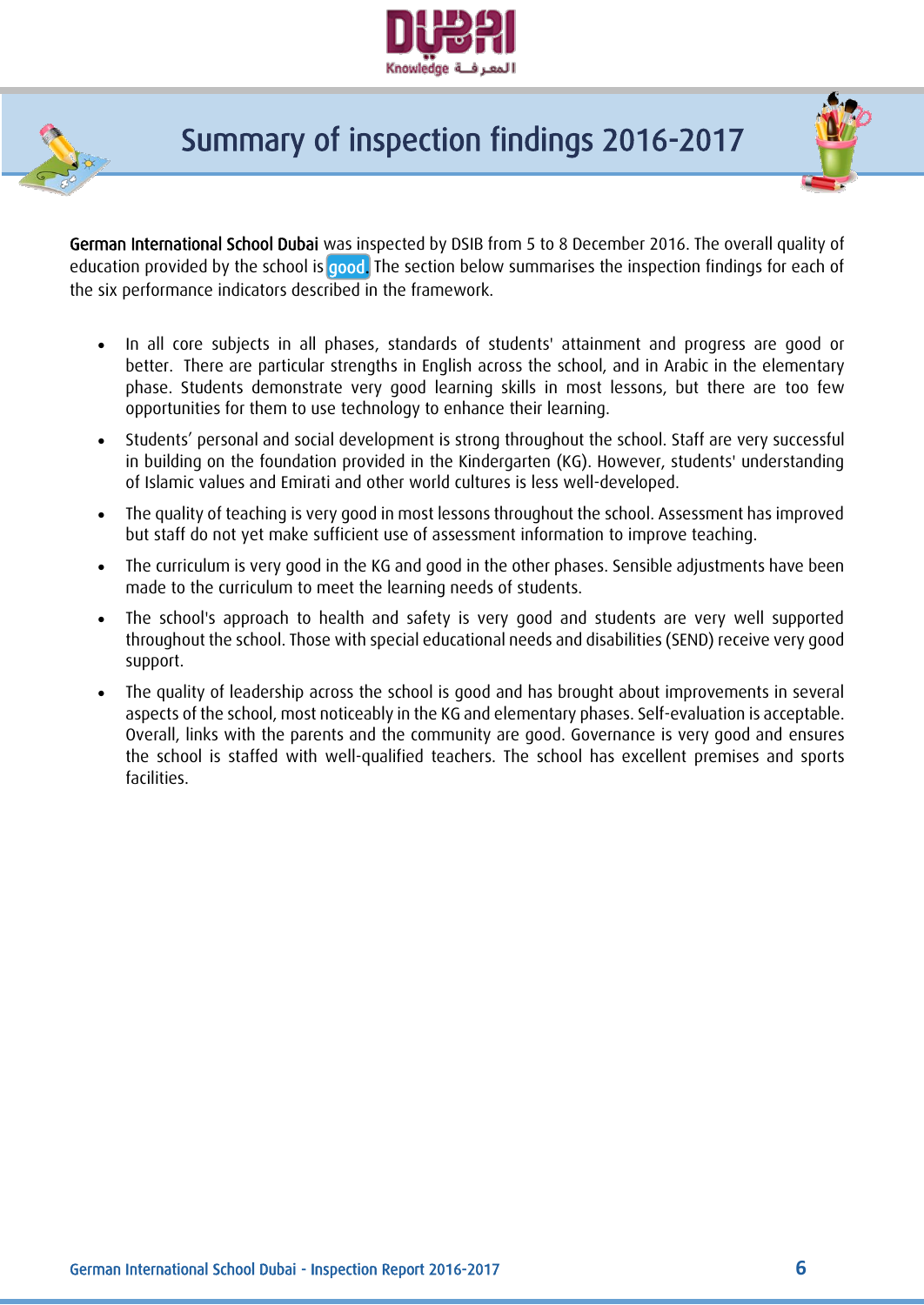# Summary of inspection findings 2016-2017

**German International School Dubai** was inspected by DSIB from 5 to 8 December 2016. The overall quality of education provided by the school is **good**. The section below summarises the inspection findings for each of the six performance indicators described in the framework.

- In all core subjects in all phases, standards of students' attainment and progress are good or better. There are particular strengths in English across the school, and in Arabic in the elementary phase. Students demonstrate very good learning skills in most lessons, but there are too few opportunities for them to use technology to enhance their learning.
- Students' personal and social development is strong throughout the school. Staff are very successful in building on the foundation provided in the Kindergarten (KG). However, students' understanding of Islamic values and Emirati and other world cultures is less well-developed.
- The quality of teaching is very good in most lessons throughout the school. Assessment has improved but staff do not yet make sufficient use of assessment information to improve teaching.
- The curriculum is very good in the KG and good in the other phases. Sensible adjustments have been made to the curriculum to meet the learning needs of students.
- The school's approach to health and safety is very good and students are very well supported throughout the school. Those with special educational needs and disabilities (SEND) receive very good support.
- The quality of leadership across the school is good and has brought about improvements in several aspects of the school, most noticeably in the KG and elementary phases. Self-evaluation is acceptable. Overall, links with the parents and the community are good. Governance is very good and ensures the school is staffed with well-qualified teachers. The school has excellent premises and sports facilities.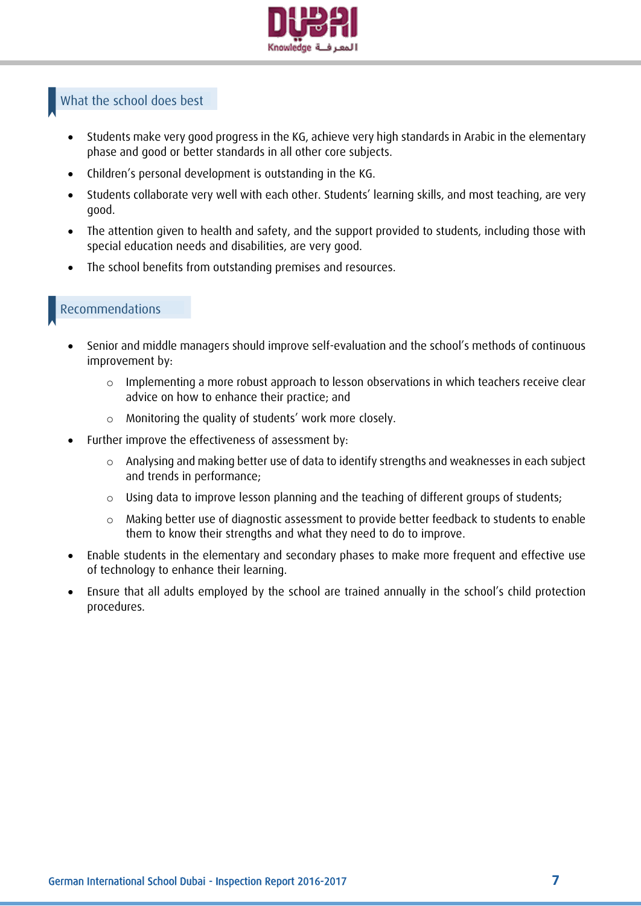## What the school does best

- Students make very good progress in the KG, achieve very high standards in Arabic in the elementary phase and good or better standards in all other core subjects.
- Children's personal development is outstanding in the KG.
- Students collaborate very well with each other. Students' learning skills, and most teaching, are very good.
- The attention given to health and safety, and the support provided to students, including those with special education needs and disabilities, are very good.
- The school benefits from outstanding premises and resources.

## Recommendations

- Senior and middle managers should improve self-evaluation and the school's methods of continuous improvement by:
  - Implementing a more robust approach to lesson observations in which teachers receive clear advice on how to enhance their practice; and
  - Monitoring the quality of students' work more closely.
- Further improve the effectiveness of assessment by:
  - Analysing and making better use of data to identify strengths and weaknesses in each subject and trends in performance;
  - Using data to improve lesson planning and the teaching of different groups of students;
  - Making better use of diagnostic assessment to provide better feedback to students to enable them to know their strengths and what they need to do to improve.
- Enable students in the elementary and secondary phases to make more frequent and effective use of technology to enhance their learning.
- Ensure that all adults employed by the school are trained annually in the school's child protection procedures.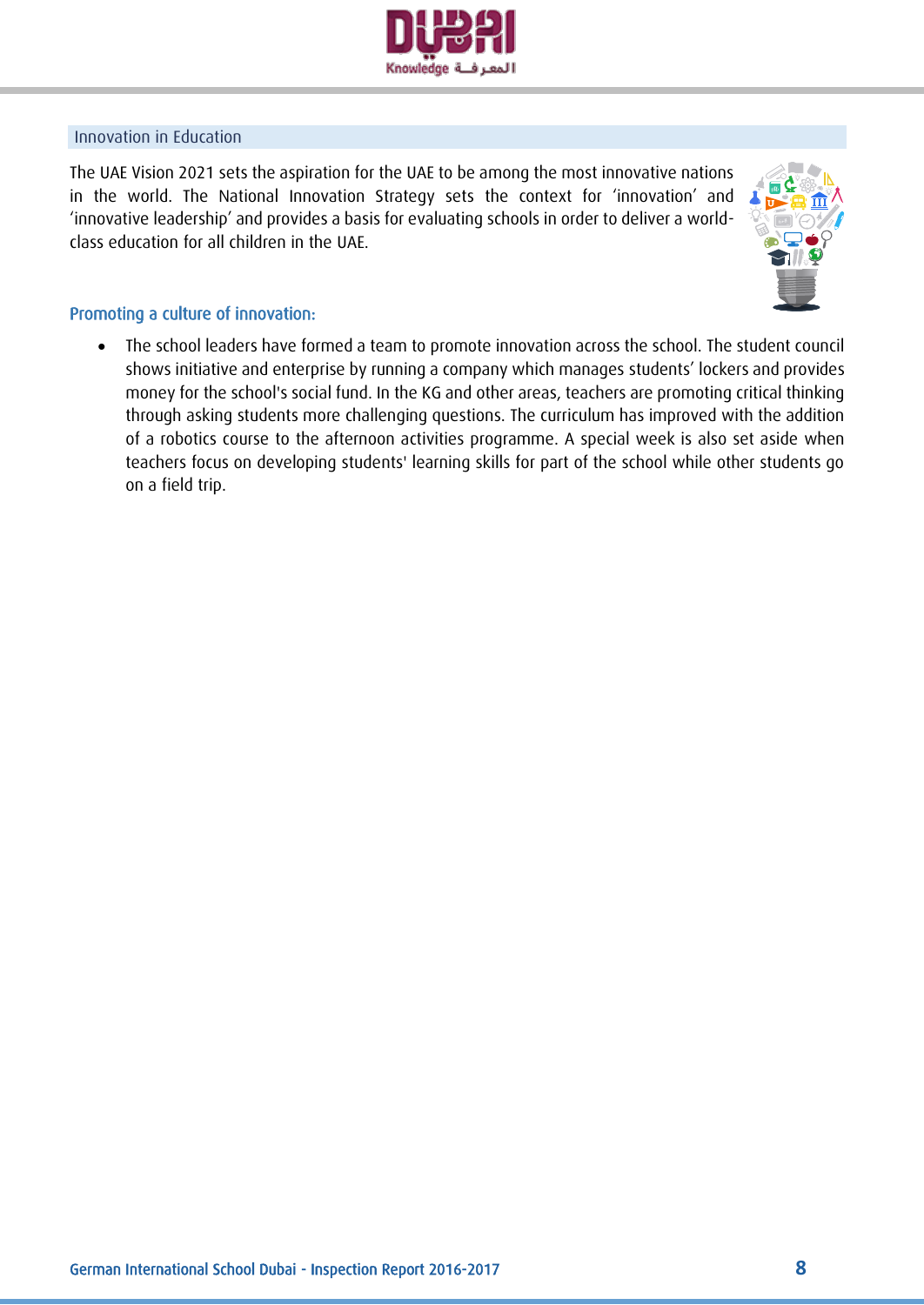## Innovation in Education

The UAE Vision 2021 sets the aspiration for the UAE to be among the most innovative nations in the world. The National Innovation Strategy sets the context for 'innovation' and 'innovative leadership' and provides a basis for evaluating schools in order to deliver a world-class education for all children in the UAE.

### Promoting a culture of innovation:

- The school leaders have formed a team to promote innovation across the school. The student council shows initiative and enterprise by running a company which manages students' lockers and provides money for the school's social fund. In the KG and other areas, teachers are promoting critical thinking through asking students more challenging questions. The curriculum has improved with the addition of a robotics course to the afternoon activities programme. A special week is also set aside when teachers focus on developing students' learning skills for part of the school while other students go on a field trip.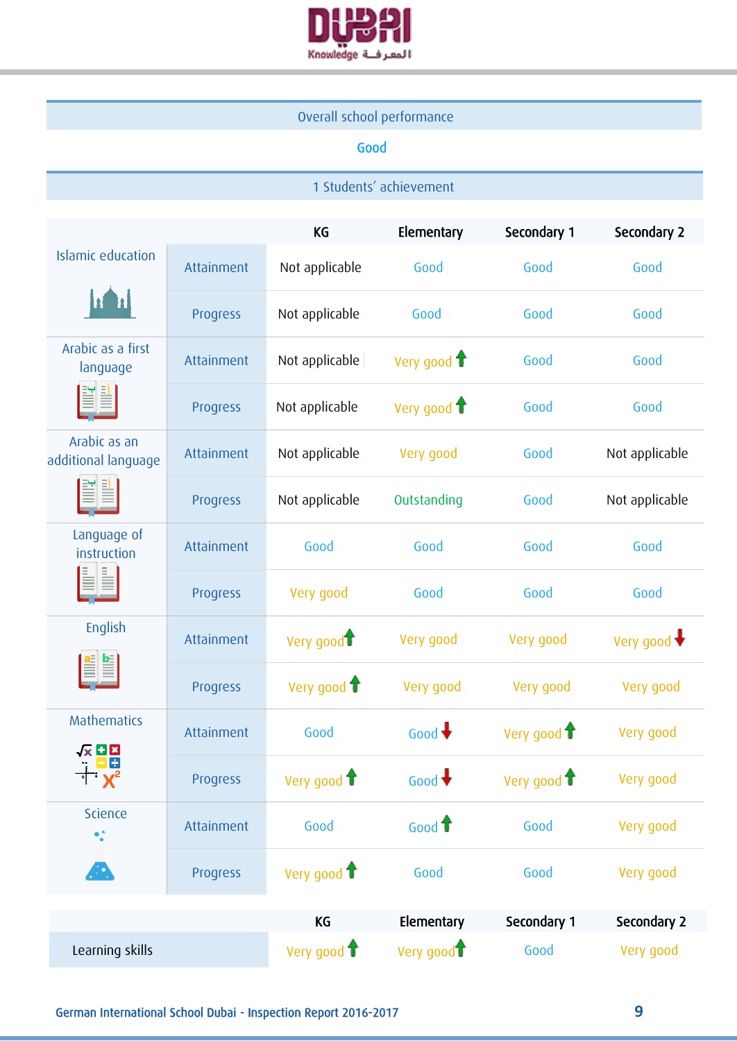## Overall school performance

**Good**

## 1 Students' achievement

| | | KG | Elementary | Secondary 1 | Secondary 2 |
|---|---|---|---|---|---|
| Islamic education | Attainment | Not applicable | Good | Good | Good |
| | Progress | Not applicable | Good | Good | Good |
| Arabic as a first language | Attainment | Not applicable | Very good ↑ | Good | Good |
| | Progress | Not applicable | Very good ↑ | Good | Good |
| Arabic as an additional language | Attainment | Not applicable | Very good | Good | Not applicable |
| | Progress | Not applicable | Outstanding | Good | Not applicable |
| Language of instruction | Attainment | Good | Good | Good | Good |
| | Progress | Very good | Good | Good | Good |
| English | Attainment | Very good ↑ | Very good | Very good | Very good ↓ |
| | Progress | Very good ↑ | Very good | Very good | Very good |
| Mathematics | Attainment | Good | Good ↓ | Very good ↑ | Very good |
| | Progress | Very good ↑ | Good ↓ | Very good ↑ | Very good |
| Science | Attainment | Good | Good ↑ | Good | Very good |
| | Progress | Very good ↑ | Good | Good | Very good |

| | KG | Elementary | Secondary 1 | Secondary 2 |
|---|---|---|---|---|
| Learning skills | Very good ↑ | Very good ↑ | Good | Very good |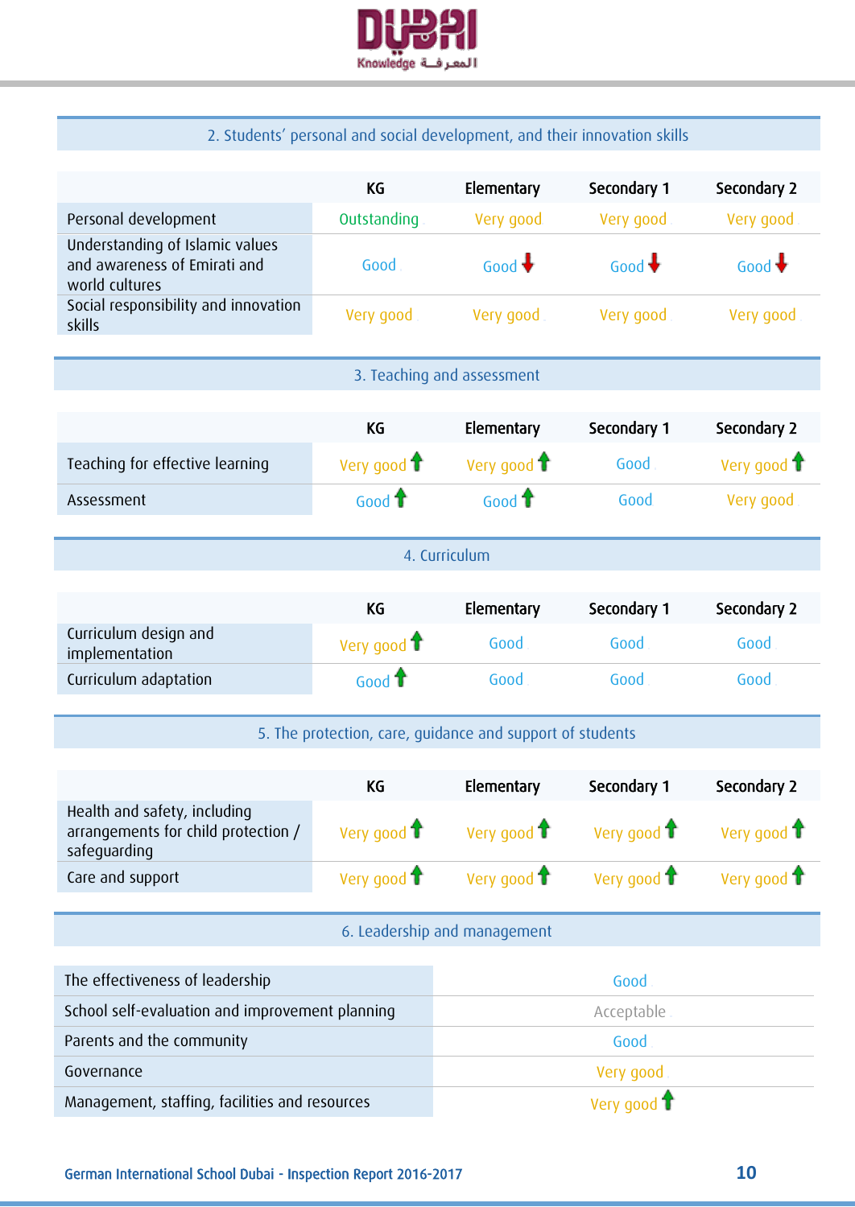## 2. Students' personal and social development, and their innovation skills

| | KG | Elementary | Secondary 1 | Secondary 2 |
|---|---|---|---|---|
| Personal development | Outstanding | Very good | Very good | Very good |
| Understanding of Islamic values and awareness of Emirati and world cultures | Good | Good ↓ | Good ↓ | Good ↓ |
| Social responsibility and innovation skills | Very good | Very good | Very good | Very good |

## 3. Teaching and assessment

| | KG | Elementary | Secondary 1 | Secondary 2 |
|---|---|---|---|---|
| Teaching for effective learning | Very good ↑ | Very good ↑ | Good | Very good ↑ |
| Assessment | Good ↑ | Good ↑ | Good | Very good |

## 4. Curriculum

| | KG | Elementary | Secondary 1 | Secondary 2 |
|---|---|---|---|---|
| Curriculum design and implementation | Very good ↑ | Good | Good | Good |
| Curriculum adaptation | Good ↑ | Good | Good | Good |

## 5. The protection, care, guidance and support of students

| | KG | Elementary | Secondary 1 | Secondary 2 |
|---|---|---|---|---|
| Health and safety, including arrangements for child protection / safeguarding | Very good ↑ | Very good ↑ | Very good ↑ | Very good ↑ |
| Care and support | Very good ↑ | Very good ↑ | Very good ↑ | Very good ↑ |

## 6. Leadership and management

| | |
|---|---|
| The effectiveness of leadership | Good |
| School self-evaluation and improvement planning | Acceptable |
| Parents and the community | Good |
| Governance | Very good |
| Management, staffing, facilities and resources | Very good ↑ |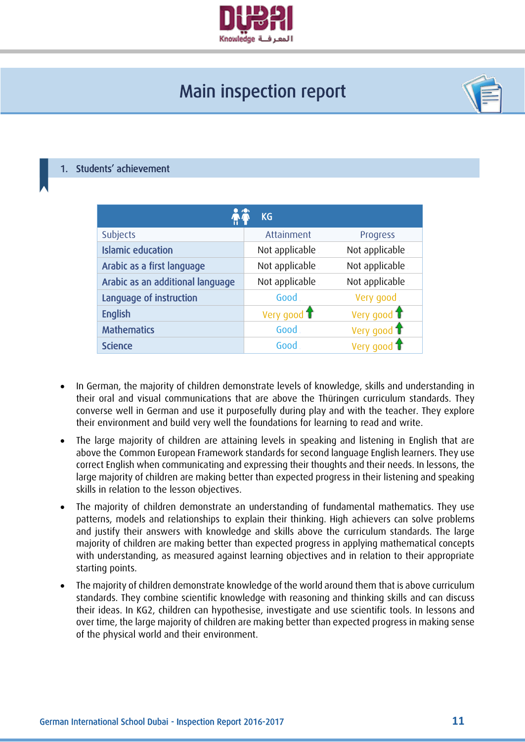# Main inspection report

## 1. Students' achievement

| KG | | |
|---|---|---|
| Subjects | Attainment | Progress |
| Islamic education | Not applicable | Not applicable |
| Arabic as a first language | Not applicable | Not applicable |
| Arabic as an additional language | Not applicable | Not applicable |
| Language of instruction | Good | Very good |
| English | Very good ↑ | Very good ↑ |
| Mathematics | Good | Very good ↑ |
| Science | Good | Very good ↑ |

- In German, the majority of children demonstrate levels of knowledge, skills and understanding in their oral and visual communications that are above the Thüringen curriculum standards. They converse well in German and use it purposefully during play and with the teacher. They explore their environment and build very well the foundations for learning to read and write.
- The large majority of children are attaining levels in speaking and listening in English that are above the Common European Framework standards for second language English learners. They use correct English when communicating and expressing their thoughts and their needs. In lessons, the large majority of children are making better than expected progress in their listening and speaking skills in relation to the lesson objectives.
- The majority of children demonstrate an understanding of fundamental mathematics. They use patterns, models and relationships to explain their thinking. High achievers can solve problems and justify their answers with knowledge and skills above the curriculum standards. The large majority of children are making better than expected progress in applying mathematical concepts with understanding, as measured against learning objectives and in relation to their appropriate starting points.
- The majority of children demonstrate knowledge of the world around them that is above curriculum standards. They combine scientific knowledge with reasoning and thinking skills and can discuss their ideas. In KG2, children can hypothesise, investigate and use scientific tools. In lessons and over time, the large majority of children are making better than expected progress in making sense of the physical world and their environment.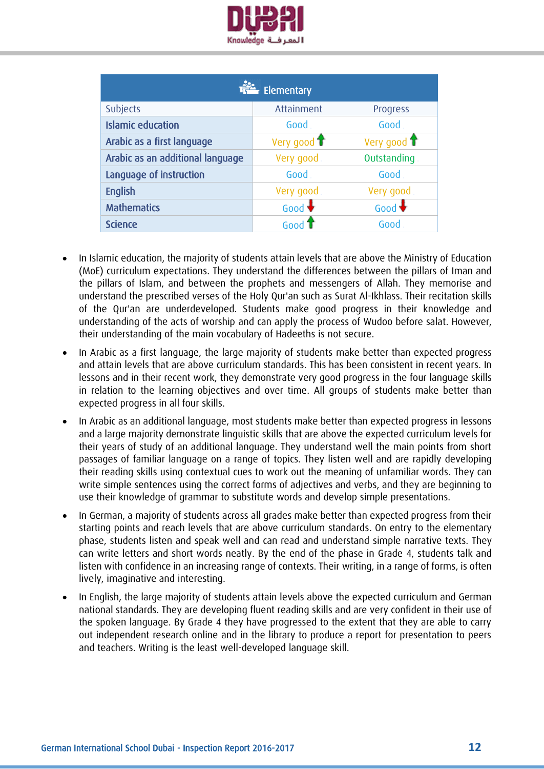| Elementary | | |
|---|---|---|
| Subjects | Attainment | Progress |
| Islamic education | Good | Good |
| Arabic as a first language | Very good ↑ | Very good ↑ |
| Arabic as an additional language | Very good | Outstanding |
| Language of instruction | Good | Good |
| English | Very good | Very good |
| Mathematics | Good ↓ | Good ↓ |
| Science | Good ↑ | Good |

- In Islamic education, the majority of students attain levels that are above the Ministry of Education (MoE) curriculum expectations. They understand the differences between the pillars of Iman and the pillars of Islam, and between the prophets and messengers of Allah. They memorise and understand the prescribed verses of the Holy Qur'an such as Surat Al-Ikhlass. Their recitation skills of the Qur'an are underdeveloped. Students make good progress in their knowledge and understanding of the acts of worship and can apply the process of Wudoo before salat. However, their understanding of the main vocabulary of Hadeeths is not secure.
- In Arabic as a first language, the large majority of students make better than expected progress and attain levels that are above curriculum standards. This has been consistent in recent years. In lessons and in their recent work, they demonstrate very good progress in the four language skills in relation to the learning objectives and over time. All groups of students make better than expected progress in all four skills.
- In Arabic as an additional language, most students make better than expected progress in lessons and a large majority demonstrate linguistic skills that are above the expected curriculum levels for their years of study of an additional language. They understand well the main points from short passages of familiar language on a range of topics. They listen well and are rapidly developing their reading skills using contextual cues to work out the meaning of unfamiliar words. They can write simple sentences using the correct forms of adjectives and verbs, and they are beginning to use their knowledge of grammar to substitute words and develop simple presentations.
- In German, a majority of students across all grades make better than expected progress from their starting points and reach levels that are above curriculum standards. On entry to the elementary phase, students listen and speak well and can read and understand simple narrative texts. They can write letters and short words neatly. By the end of the phase in Grade 4, students talk and listen with confidence in an increasing range of contexts. Their writing, in a range of forms, is often lively, imaginative and interesting.
- In English, the large majority of students attain levels above the expected curriculum and German national standards. They are developing fluent reading skills and are very confident in their use of the spoken language. By Grade 4 they have progressed to the extent that they are able to carry out independent research online and in the library to produce a report for presentation to peers and teachers. Writing is the least well-developed language skill.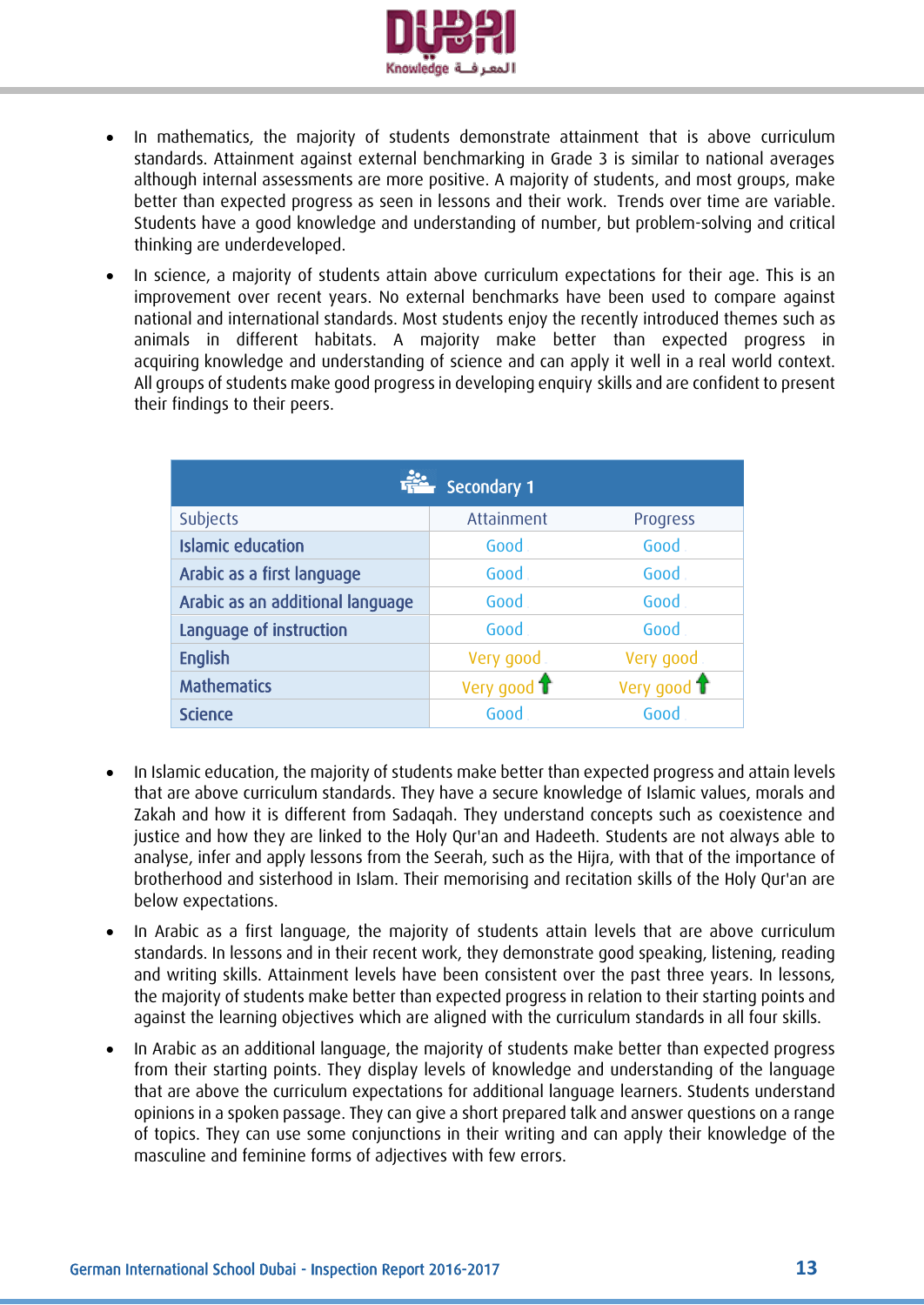- In mathematics, the majority of students demonstrate attainment that is above curriculum standards. Attainment against external benchmarking in Grade 3 is similar to national averages although internal assessments are more positive. A majority of students, and most groups, make better than expected progress as seen in lessons and their work. Trends over time are variable. Students have a good knowledge and understanding of number, but problem-solving and critical thinking are underdeveloped.
- In science, a majority of students attain above curriculum expectations for their age. This is an improvement over recent years. No external benchmarks have been used to compare against national and international standards. Most students enjoy the recently introduced themes such as animals in different habitats. A majority make better than expected progress in acquiring knowledge and understanding of science and can apply it well in a real world context. All groups of students make good progress in developing enquiry skills and are confident to present their findings to their peers.

| Secondary 1 | | |
|---|---|---|
| Subjects | Attainment | Progress |
| Islamic education | Good | Good |
| Arabic as a first language | Good | Good |
| Arabic as an additional language | Good | Good |
| Language of instruction | Good | Good |
| English | Very good | Very good |
| Mathematics | Very good ↑ | Very good ↑ |
| Science | Good | Good |

- In Islamic education, the majority of students make better than expected progress and attain levels that are above curriculum standards. They have a secure knowledge of Islamic values, morals and Zakah and how it is different from Sadaqah. They understand concepts such as coexistence and justice and how they are linked to the Holy Qur'an and Hadeeth. Students are not always able to analyse, infer and apply lessons from the Seerah, such as the Hijra, with that of the importance of brotherhood and sisterhood in Islam. Their memorising and recitation skills of the Holy Qur'an are below expectations.
- In Arabic as a first language, the majority of students attain levels that are above curriculum standards. In lessons and in their recent work, they demonstrate good speaking, listening, reading and writing skills. Attainment levels have been consistent over the past three years. In lessons, the majority of students make better than expected progress in relation to their starting points and against the learning objectives which are aligned with the curriculum standards in all four skills.
- In Arabic as an additional language, the majority of students make better than expected progress from their starting points. They display levels of knowledge and understanding of the language that are above the curriculum expectations for additional language learners. Students understand opinions in a spoken passage. They can give a short prepared talk and answer questions on a range of topics. They can use some conjunctions in their writing and can apply their knowledge of the masculine and feminine forms of adjectives with few errors.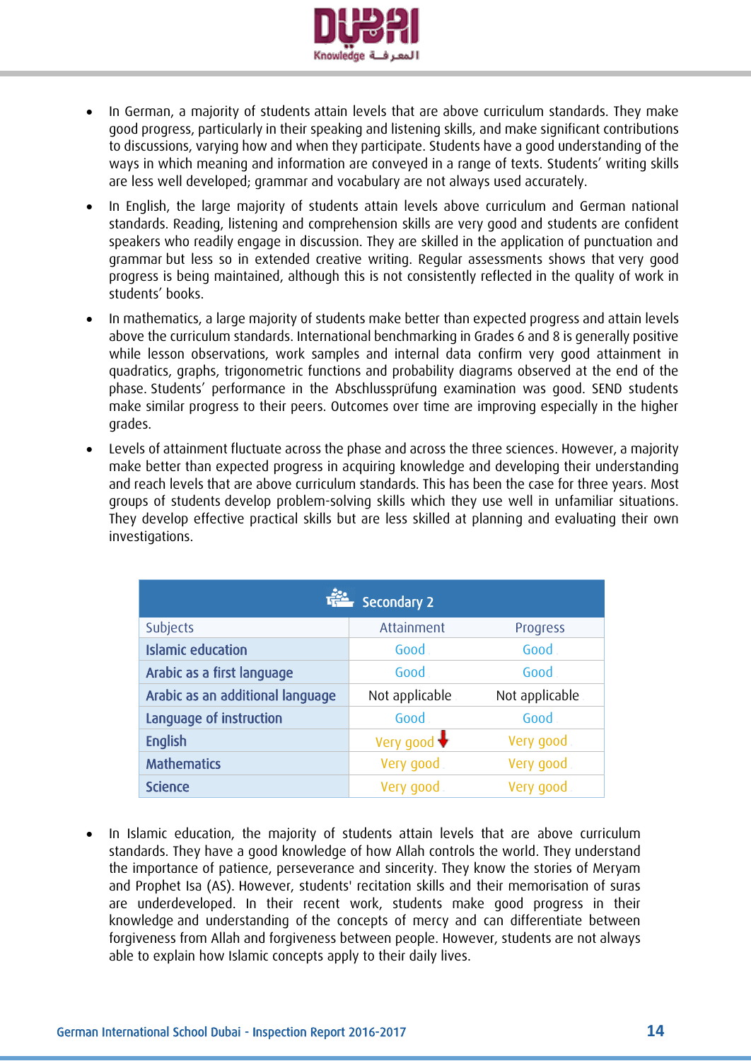- In German, a majority of students attain levels that are above curriculum standards. They make good progress, particularly in their speaking and listening skills, and make significant contributions to discussions, varying how and when they participate. Students have a good understanding of the ways in which meaning and information are conveyed in a range of texts. Students' writing skills are less well developed; grammar and vocabulary are not always used accurately.
- In English, the large majority of students attain levels above curriculum and German national standards. Reading, listening and comprehension skills are very good and students are confident speakers who readily engage in discussion. They are skilled in the application of punctuation and grammar but less so in extended creative writing. Regular assessments shows that very good progress is being maintained, although this is not consistently reflected in the quality of work in students' books.
- In mathematics, a large majority of students make better than expected progress and attain levels above the curriculum standards. International benchmarking in Grades 6 and 8 is generally positive while lesson observations, work samples and internal data confirm very good attainment in quadratics, graphs, trigonometric functions and probability diagrams observed at the end of the phase. Students' performance in the Abschlussprüfung examination was good. SEND students make similar progress to their peers. Outcomes over time are improving especially in the higher grades.
- Levels of attainment fluctuate across the phase and across the three sciences. However, a majority make better than expected progress in acquiring knowledge and developing their understanding and reach levels that are above curriculum standards. This has been the case for three years. Most groups of students develop problem-solving skills which they use well in unfamiliar situations. They develop effective practical skills but are less skilled at planning and evaluating their own investigations.

| Secondary 2 | | |
|---|---|---|
| Subjects | Attainment | Progress |
| Islamic education | Good | Good |
| Arabic as a first language | Good | Good |
| Arabic as an additional language | Not applicable | Not applicable |
| Language of instruction | Good | Good |
| English | Very good ↓ | Very good |
| Mathematics | Very good | Very good |
| Science | Very good | Very good |

- In Islamic education, the majority of students attain levels that are above curriculum standards. They have a good knowledge of how Allah controls the world. They understand the importance of patience, perseverance and sincerity. They know the stories of Meryam and Prophet Isa (AS). However, students' recitation skills and their memorisation of suras are underdeveloped. In their recent work, students make good progress in their knowledge and understanding of the concepts of mercy and can differentiate between forgiveness from Allah and forgiveness between people. However, students are not always able to explain how Islamic concepts apply to their daily lives.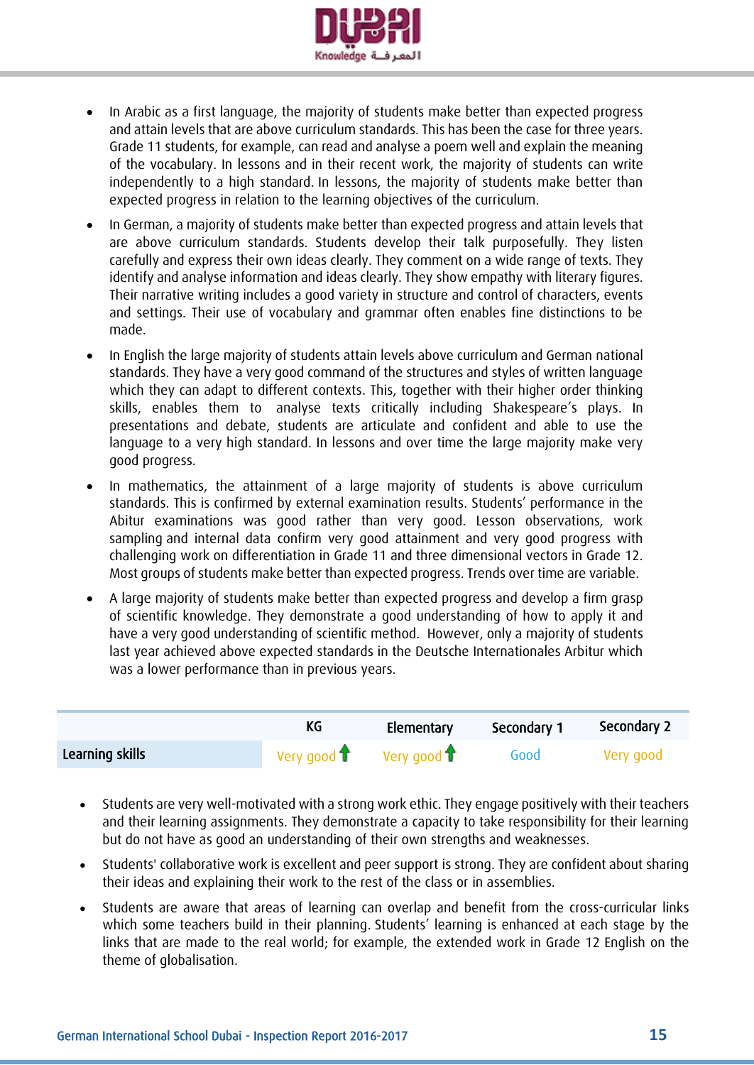- In Arabic as a first language, the majority of students make better than expected progress and attain levels that are above curriculum standards. This has been the case for three years. Grade 11 students, for example, can read and analyse a poem well and explain the meaning of the vocabulary. In lessons and in their recent work, the majority of students can write independently to a high standard. In lessons, the majority of students make better than expected progress in relation to the learning objectives of the curriculum.
- In German, a majority of students make better than expected progress and attain levels that are above curriculum standards. Students develop their talk purposefully. They listen carefully and express their own ideas clearly. They comment on a wide range of texts. They identify and analyse information and ideas clearly. They show empathy with literary figures. Their narrative writing includes a good variety in structure and control of characters, events and settings. Their use of vocabulary and grammar often enables fine distinctions to be made.
- In English the large majority of students attain levels above curriculum and German national standards. They have a very good command of the structures and styles of written language which they can adapt to different contexts. This, together with their higher order thinking skills, enables them to analyse texts critically including Shakespeare's plays. In presentations and debate, students are articulate and confident and able to use the language to a very high standard. In lessons and over time the large majority make very good progress.
- In mathematics, the attainment of a large majority of students is above curriculum standards. This is confirmed by external examination results. Students' performance in the Abitur examinations was good rather than very good. Lesson observations, work sampling and internal data confirm very good attainment and very good progress with challenging work on differentiation in Grade 11 and three dimensional vectors in Grade 12. Most groups of students make better than expected progress. Trends over time are variable.
- A large majority of students make better than expected progress and develop a firm grasp of scientific knowledge. They demonstrate a good understanding of how to apply it and have a very good understanding of scientific method. However, only a majority of students last year achieved above expected standards in the Deutsche Internationales Arbitur which was a lower performance than in previous years.

| | KG | Elementary | Secondary 1 | Secondary 2 |
|---|---|---|---|---|
| **Learning skills** | Very good ↑ | Very good ↑ | Good | Very good |

- Students are very well-motivated with a strong work ethic. They engage positively with their teachers and their learning assignments. They demonstrate a capacity to take responsibility for their learning but do not have as good an understanding of their own strengths and weaknesses.
- Students' collaborative work is excellent and peer support is strong. They are confident about sharing their ideas and explaining their work to the rest of the class or in assemblies.
- Students are aware that areas of learning can overlap and benefit from the cross-curricular links which some teachers build in their planning. Students' learning is enhanced at each stage by the links that are made to the real world; for example, the extended work in Grade 12 English on the theme of globalisation.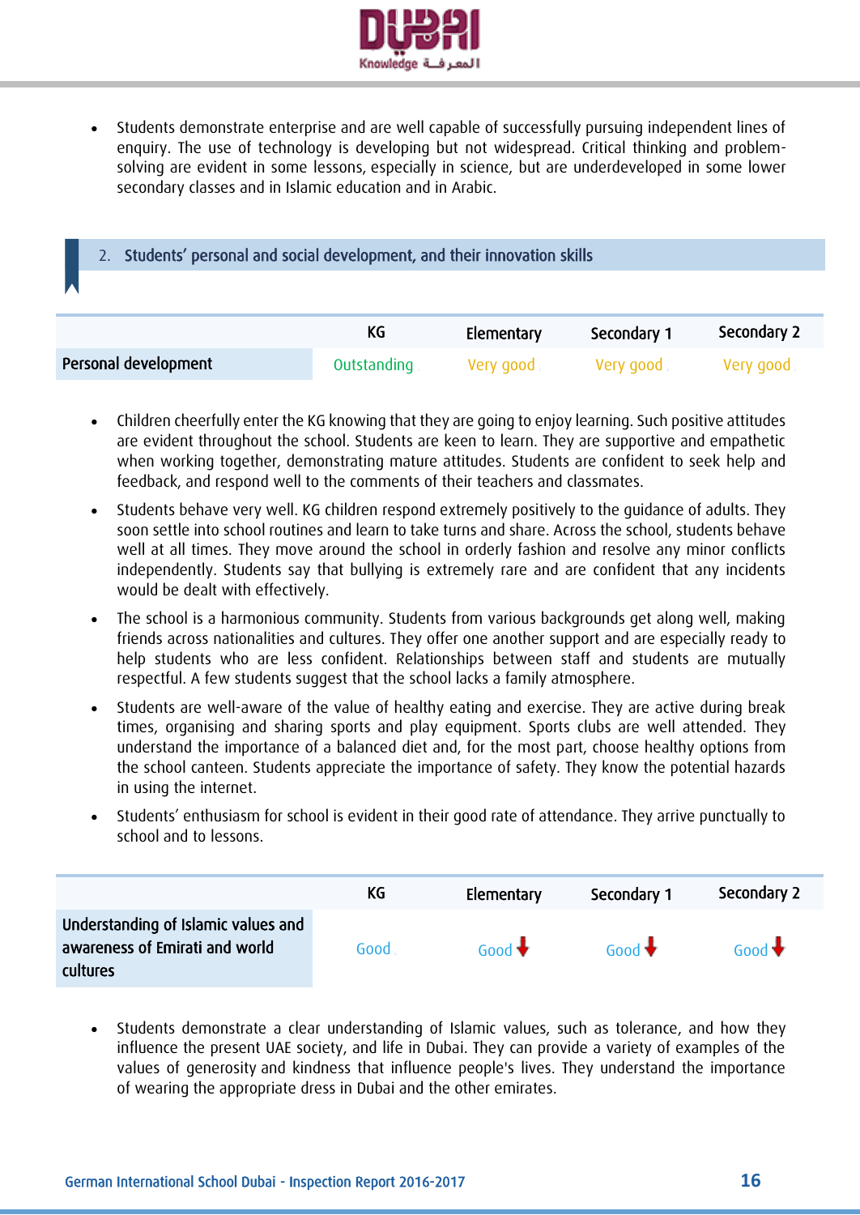- Students demonstrate enterprise and are well capable of successfully pursuing independent lines of enquiry. The use of technology is developing but not widespread. Critical thinking and problem-solving are evident in some lessons, especially in science, but are underdeveloped in some lower secondary classes and in Islamic education and in Arabic.

## 2. Students' personal and social development, and their innovation skills

| | KG | Elementary | Secondary 1 | Secondary 2 |
|---|---|---|---|---|
| **Personal development** | Outstanding | Very good | Very good | Very good |

- Children cheerfully enter the KG knowing that they are going to enjoy learning. Such positive attitudes are evident throughout the school. Students are keen to learn. They are supportive and empathetic when working together, demonstrating mature attitudes. Students are confident to seek help and feedback, and respond well to the comments of their teachers and classmates.
- Students behave very well. KG children respond extremely positively to the guidance of adults. They soon settle into school routines and learn to take turns and share. Across the school, students behave well at all times. They move around the school in orderly fashion and resolve any minor conflicts independently. Students say that bullying is extremely rare and are confident that any incidents would be dealt with effectively.
- The school is a harmonious community. Students from various backgrounds get along well, making friends across nationalities and cultures. They offer one another support and are especially ready to help students who are less confident. Relationships between staff and students are mutually respectful. A few students suggest that the school lacks a family atmosphere.
- Students are well-aware of the value of healthy eating and exercise. They are active during break times, organising and sharing sports and play equipment. Sports clubs are well attended. They understand the importance of a balanced diet and, for the most part, choose healthy options from the school canteen. Students appreciate the importance of safety. They know the potential hazards in using the internet.
- Students' enthusiasm for school is evident in their good rate of attendance. They arrive punctually to school and to lessons.

| | KG | Elementary | Secondary 1 | Secondary 2 |
|---|---|---|---|---|
| **Understanding of Islamic values and awareness of Emirati and world cultures** | Good | Good ↓ | Good ↓ | Good ↓ |

- Students demonstrate a clear understanding of Islamic values, such as tolerance, and how they influence the present UAE society, and life in Dubai. They can provide a variety of examples of the values of generosity and kindness that influence people's lives. They understand the importance of wearing the appropriate dress in Dubai and the other emirates.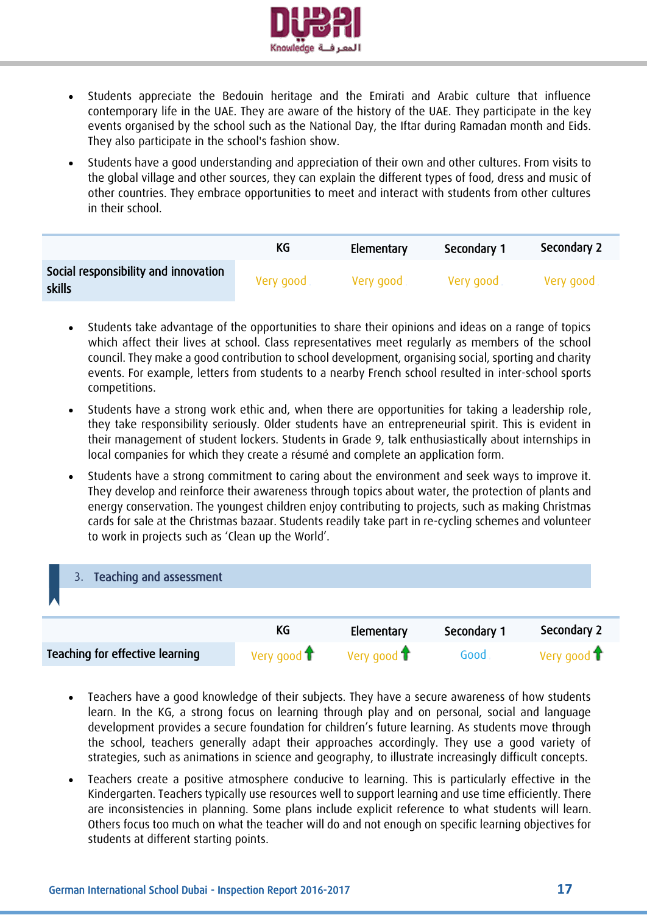- Students appreciate the Bedouin heritage and the Emirati and Arabic culture that influence contemporary life in the UAE. They are aware of the history of the UAE. They participate in the key events organised by the school such as the National Day, the Iftar during Ramadan month and Eids. They also participate in the school's fashion show.
- Students have a good understanding and appreciation of their own and other cultures. From visits to the global village and other sources, they can explain the different types of food, dress and music of other countries. They embrace opportunities to meet and interact with students from other cultures in their school.

| | KG | Elementary | Secondary 1 | Secondary 2 |
|---|---|---|---|---|
| Social responsibility and innovation skills | Very good | Very good | Very good | Very good |

- Students take advantage of the opportunities to share their opinions and ideas on a range of topics which affect their lives at school. Class representatives meet regularly as members of the school council. They make a good contribution to school development, organising social, sporting and charity events. For example, letters from students to a nearby French school resulted in inter-school sports competitions.
- Students have a strong work ethic and, when there are opportunities for taking a leadership role, they take responsibility seriously. Older students have an entrepreneurial spirit. This is evident in their management of student lockers. Students in Grade 9, talk enthusiastically about internships in local companies for which they create a résumé and complete an application form.
- Students have a strong commitment to caring about the environment and seek ways to improve it. They develop and reinforce their awareness through topics about water, the protection of plants and energy conservation. The youngest children enjoy contributing to projects, such as making Christmas cards for sale at the Christmas bazaar. Students readily take part in re-cycling schemes and volunteer to work in projects such as 'Clean up the World'.

## 3. Teaching and assessment

| | KG | Elementary | Secondary 1 | Secondary 2 |
|---|---|---|---|---|
| Teaching for effective learning | Very good ↑ | Very good ↑ | Good | Very good ↑ |

- Teachers have a good knowledge of their subjects. They have a secure awareness of how students learn. In the KG, a strong focus on learning through play and on personal, social and language development provides a secure foundation for children's future learning. As students move through the school, teachers generally adapt their approaches accordingly. They use a good variety of strategies, such as animations in science and geography, to illustrate increasingly difficult concepts.
- Teachers create a positive atmosphere conducive to learning. This is particularly effective in the Kindergarten. Teachers typically use resources well to support learning and use time efficiently. There are inconsistencies in planning. Some plans include explicit reference to what students will learn. Others focus too much on what the teacher will do and not enough on specific learning objectives for students at different starting points.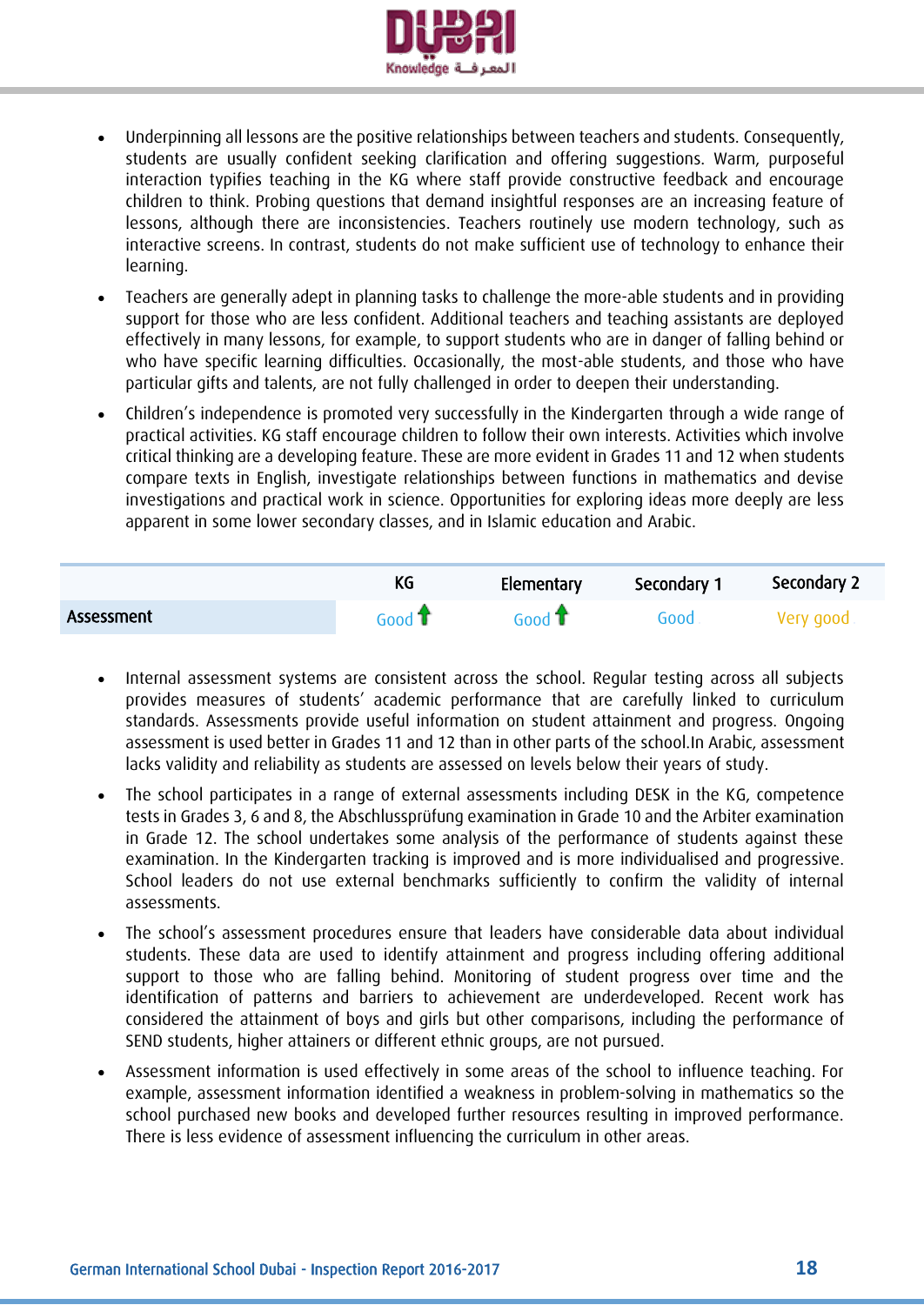- Underpinning all lessons are the positive relationships between teachers and students. Consequently, students are usually confident seeking clarification and offering suggestions. Warm, purposeful interaction typifies teaching in the KG where staff provide constructive feedback and encourage children to think. Probing questions that demand insightful responses are an increasing feature of lessons, although there are inconsistencies. Teachers routinely use modern technology, such as interactive screens. In contrast, students do not make sufficient use of technology to enhance their learning.
- Teachers are generally adept in planning tasks to challenge the more-able students and in providing support for those who are less confident. Additional teachers and teaching assistants are deployed effectively in many lessons, for example, to support students who are in danger of falling behind or who have specific learning difficulties. Occasionally, the most-able students, and those who have particular gifts and talents, are not fully challenged in order to deepen their understanding.
- Children's independence is promoted very successfully in the Kindergarten through a wide range of practical activities. KG staff encourage children to follow their own interests. Activities which involve critical thinking are a developing feature. These are more evident in Grades 11 and 12 when students compare texts in English, investigate relationships between functions in mathematics and devise investigations and practical work in science. Opportunities for exploring ideas more deeply are less apparent in some lower secondary classes, and in Islamic education and Arabic.

| | KG | Elementary | Secondary 1 | Secondary 2 |
|---|---|---|---|---|
| **Assessment** | Good ↑ | Good ↑ | Good | Very good |

- Internal assessment systems are consistent across the school. Regular testing across all subjects provides measures of students' academic performance that are carefully linked to curriculum standards. Assessments provide useful information on student attainment and progress. Ongoing assessment is used better in Grades 11 and 12 than in other parts of the school.In Arabic, assessment lacks validity and reliability as students are assessed on levels below their years of study.
- The school participates in a range of external assessments including DESK in the KG, competence tests in Grades 3, 6 and 8, the Abschlussprüfung examination in Grade 10 and the Arbiter examination in Grade 12. The school undertakes some analysis of the performance of students against these examination. In the Kindergarten tracking is improved and is more individualised and progressive. School leaders do not use external benchmarks sufficiently to confirm the validity of internal assessments.
- The school's assessment procedures ensure that leaders have considerable data about individual students. These data are used to identify attainment and progress including offering additional support to those who are falling behind. Monitoring of student progress over time and the identification of patterns and barriers to achievement are underdeveloped. Recent work has considered the attainment of boys and girls but other comparisons, including the performance of SEND students, higher attainers or different ethnic groups, are not pursued.
- Assessment information is used effectively in some areas of the school to influence teaching. For example, assessment information identified a weakness in problem-solving in mathematics so the school purchased new books and developed further resources resulting in improved performance. There is less evidence of assessment influencing the curriculum in other areas.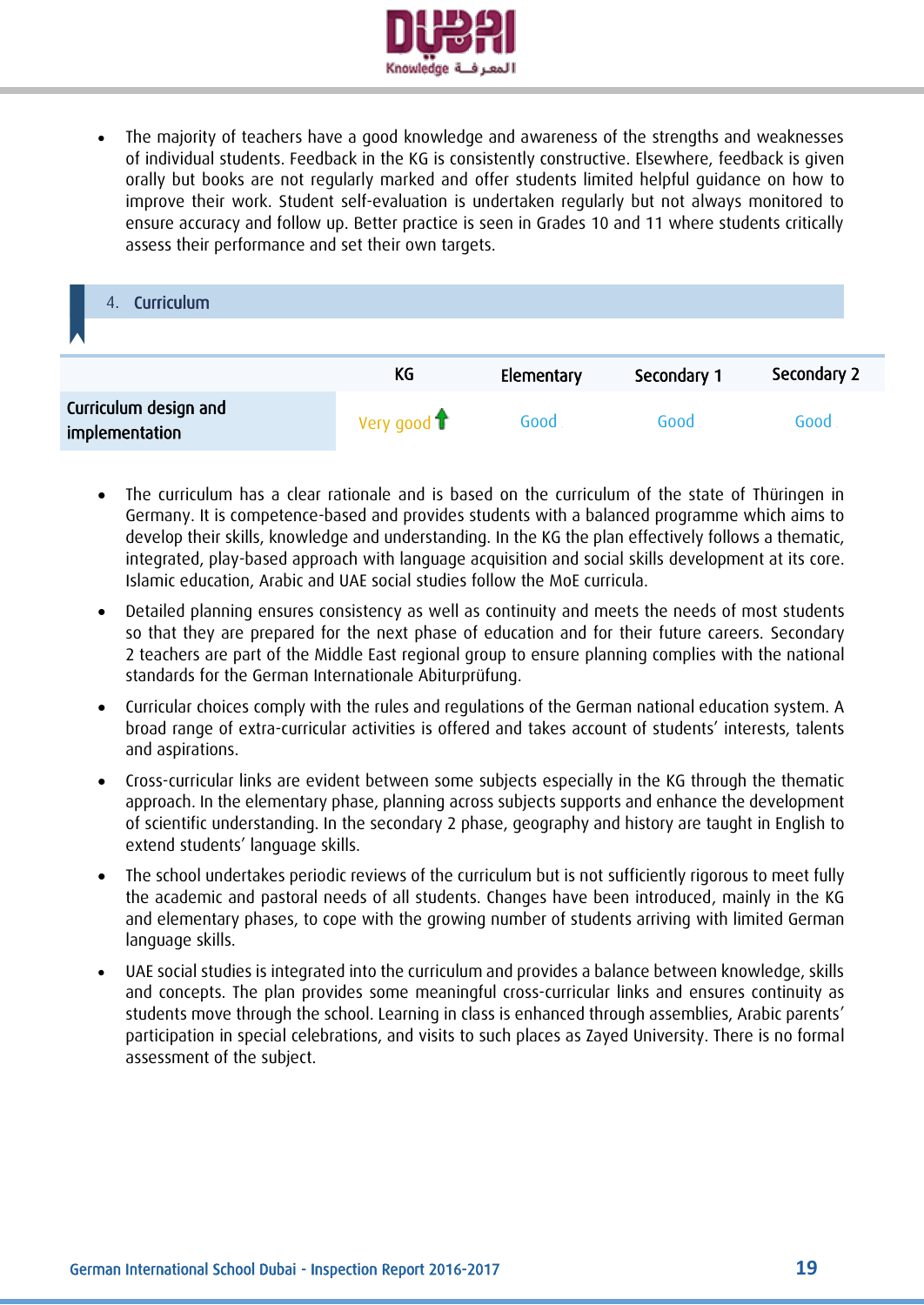- The majority of teachers have a good knowledge and awareness of the strengths and weaknesses of individual students. Feedback in the KG is consistently constructive. Elsewhere, feedback is given orally but books are not regularly marked and offer students limited helpful guidance on how to improve their work. Student self-evaluation is undertaken regularly but not always monitored to ensure accuracy and follow up. Better practice is seen in Grades 10 and 11 where students critically assess their performance and set their own targets.

## 4. Curriculum

| | KG | Elementary | Secondary 1 | Secondary 2 |
|---|---|---|---|---|
| Curriculum design and implementation | Very good ↑ | Good | Good | Good |

- The curriculum has a clear rationale and is based on the curriculum of the state of Thüringen in Germany. It is competence-based and provides students with a balanced programme which aims to develop their skills, knowledge and understanding. In the KG the plan effectively follows a thematic, integrated, play-based approach with language acquisition and social skills development at its core. Islamic education, Arabic and UAE social studies follow the MoE curricula.
- Detailed planning ensures consistency as well as continuity and meets the needs of most students so that they are prepared for the next phase of education and for their future careers. Secondary 2 teachers are part of the Middle East regional group to ensure planning complies with the national standards for the German Internationale Abiturprüfung.
- Curricular choices comply with the rules and regulations of the German national education system. A broad range of extra-curricular activities is offered and takes account of students' interests, talents and aspirations.
- Cross-curricular links are evident between some subjects especially in the KG through the thematic approach. In the elementary phase, planning across subjects supports and enhance the development of scientific understanding. In the secondary 2 phase, geography and history are taught in English to extend students' language skills.
- The school undertakes periodic reviews of the curriculum but is not sufficiently rigorous to meet fully the academic and pastoral needs of all students. Changes have been introduced, mainly in the KG and elementary phases, to cope with the growing number of students arriving with limited German language skills.
- UAE social studies is integrated into the curriculum and provides a balance between knowledge, skills and concepts. The plan provides some meaningful cross-curricular links and ensures continuity as students move through the school. Learning in class is enhanced through assemblies, Arabic parents' participation in special celebrations, and visits to such places as Zayed University. There is no formal assessment of the subject.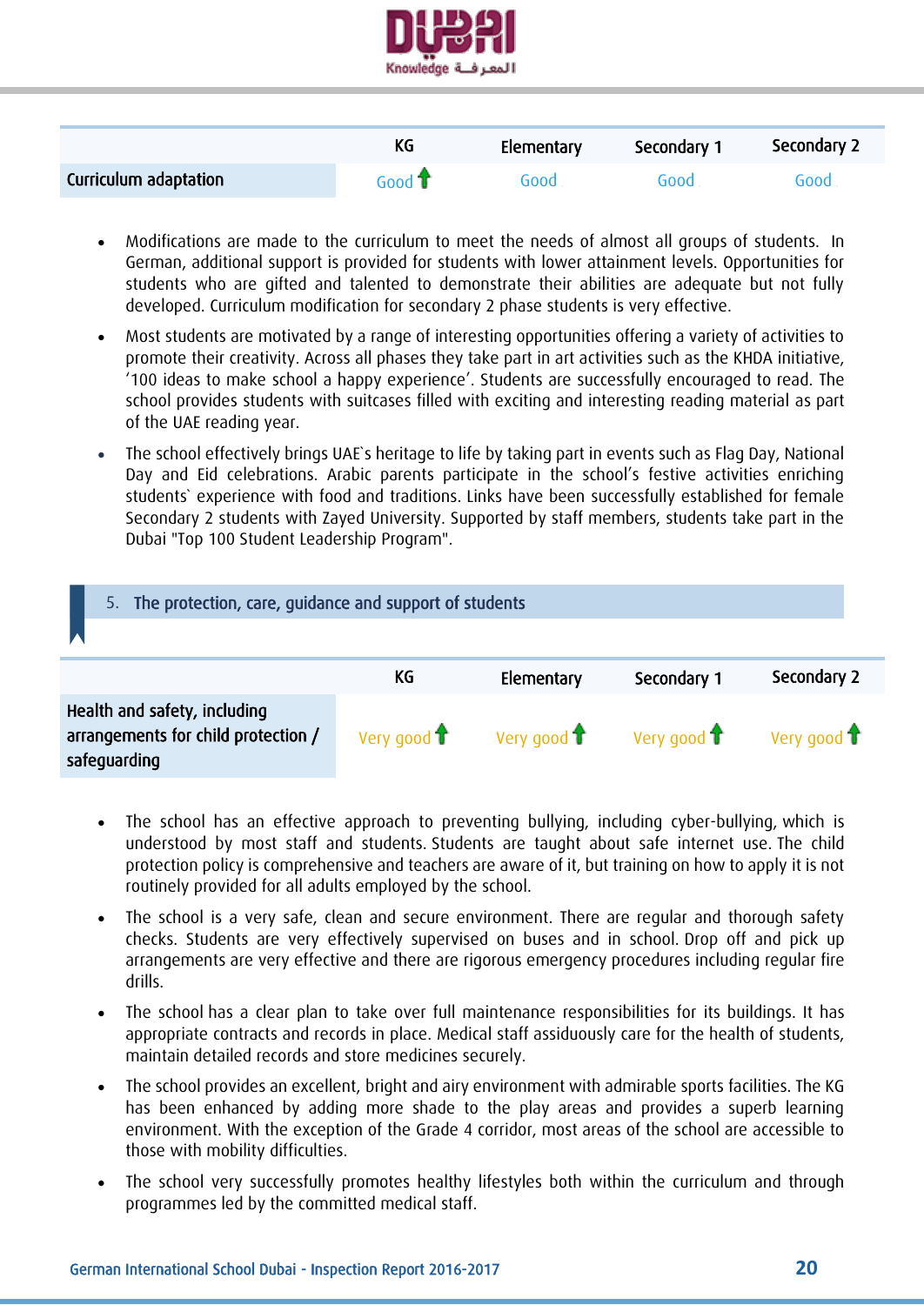| | KG | Elementary | Secondary 1 | Secondary 2 |
|---|---|---|---|---|
| Curriculum adaptation | Good ↑ | Good | Good | Good |

- Modifications are made to the curriculum to meet the needs of almost all groups of students. In German, additional support is provided for students with lower attainment levels. Opportunities for students who are gifted and talented to demonstrate their abilities are adequate but not fully developed. Curriculum modification for secondary 2 phase students is very effective.
- Most students are motivated by a range of interesting opportunities offering a variety of activities to promote their creativity. Across all phases they take part in art activities such as the KHDA initiative, '100 ideas to make school a happy experience'. Students are successfully encouraged to read. The school provides students with suitcases filled with exciting and interesting reading material as part of the UAE reading year.
- The school effectively brings UAE`s heritage to life by taking part in events such as Flag Day, National Day and Eid celebrations. Arabic parents participate in the school's festive activities enriching students` experience with food and traditions. Links have been successfully established for female Secondary 2 students with Zayed University. Supported by staff members, students take part in the Dubai "Top 100 Student Leadership Program".

## 5. The protection, care, guidance and support of students

| | KG | Elementary | Secondary 1 | Secondary 2 |
|---|---|---|---|---|
| Health and safety, including arrangements for child protection / safeguarding | Very good ↑ | Very good ↑ | Very good ↑ | Very good ↑ |

- The school has an effective approach to preventing bullying, including cyber-bullying, which is understood by most staff and students. Students are taught about safe internet use. The child protection policy is comprehensive and teachers are aware of it, but training on how to apply it is not routinely provided for all adults employed by the school.
- The school is a very safe, clean and secure environment. There are regular and thorough safety checks. Students are very effectively supervised on buses and in school. Drop off and pick up arrangements are very effective and there are rigorous emergency procedures including regular fire drills.
- The school has a clear plan to take over full maintenance responsibilities for its buildings. It has appropriate contracts and records in place. Medical staff assiduously care for the health of students, maintain detailed records and store medicines securely.
- The school provides an excellent, bright and airy environment with admirable sports facilities. The KG has been enhanced by adding more shade to the play areas and provides a superb learning environment. With the exception of the Grade 4 corridor, most areas of the school are accessible to those with mobility difficulties.
- The school very successfully promotes healthy lifestyles both within the curriculum and through programmes led by the committed medical staff.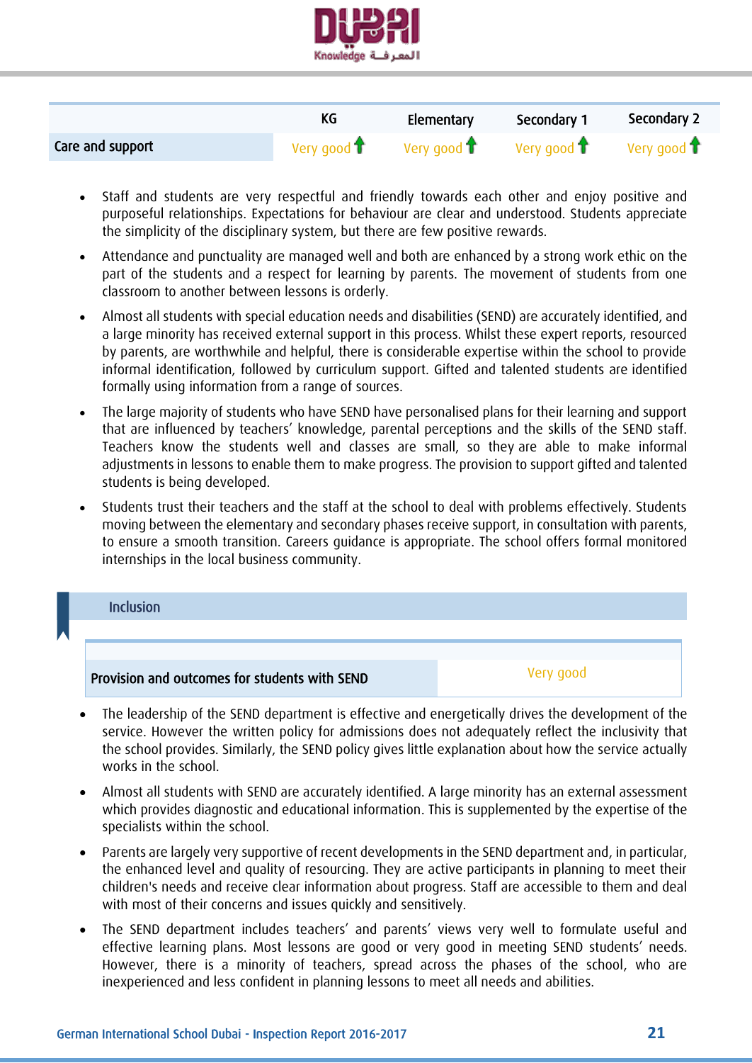| | KG | Elementary | Secondary 1 | Secondary 2 |
|---|---|---|---|---|
| Care and support | Very good ↑ | Very good ↑ | Very good ↑ | Very good ↑ |

- Staff and students are very respectful and friendly towards each other and enjoy positive and purposeful relationships. Expectations for behaviour are clear and understood. Students appreciate the simplicity of the disciplinary system, but there are few positive rewards.
- Attendance and punctuality are managed well and both are enhanced by a strong work ethic on the part of the students and a respect for learning by parents. The movement of students from one classroom to another between lessons is orderly.
- Almost all students with special education needs and disabilities (SEND) are accurately identified, and a large minority has received external support in this process. Whilst these expert reports, resourced by parents, are worthwhile and helpful, there is considerable expertise within the school to provide informal identification, followed by curriculum support. Gifted and talented students are identified formally using information from a range of sources.
- The large majority of students who have SEND have personalised plans for their learning and support that are influenced by teachers' knowledge, parental perceptions and the skills of the SEND staff. Teachers know the students well and classes are small, so they are able to make informal adjustments in lessons to enable them to make progress. The provision to support gifted and talented students is being developed.
- Students trust their teachers and the staff at the school to deal with problems effectively. Students moving between the elementary and secondary phases receive support, in consultation with parents, to ensure a smooth transition. Careers guidance is appropriate. The school offers formal monitored internships in the local business community.

## Inclusion

| | |
|---|---|
| Provision and outcomes for students with SEND | Very good |

- The leadership of the SEND department is effective and energetically drives the development of the service. However the written policy for admissions does not adequately reflect the inclusivity that the school provides. Similarly, the SEND policy gives little explanation about how the service actually works in the school.
- Almost all students with SEND are accurately identified. A large minority has an external assessment which provides diagnostic and educational information. This is supplemented by the expertise of the specialists within the school.
- Parents are largely very supportive of recent developments in the SEND department and, in particular, the enhanced level and quality of resourcing. They are active participants in planning to meet their children's needs and receive clear information about progress. Staff are accessible to them and deal with most of their concerns and issues quickly and sensitively.
- The SEND department includes teachers' and parents' views very well to formulate useful and effective learning plans. Most lessons are good or very good in meeting SEND students' needs. However, there is a minority of teachers, spread across the phases of the school, who are inexperienced and less confident in planning lessons to meet all needs and abilities.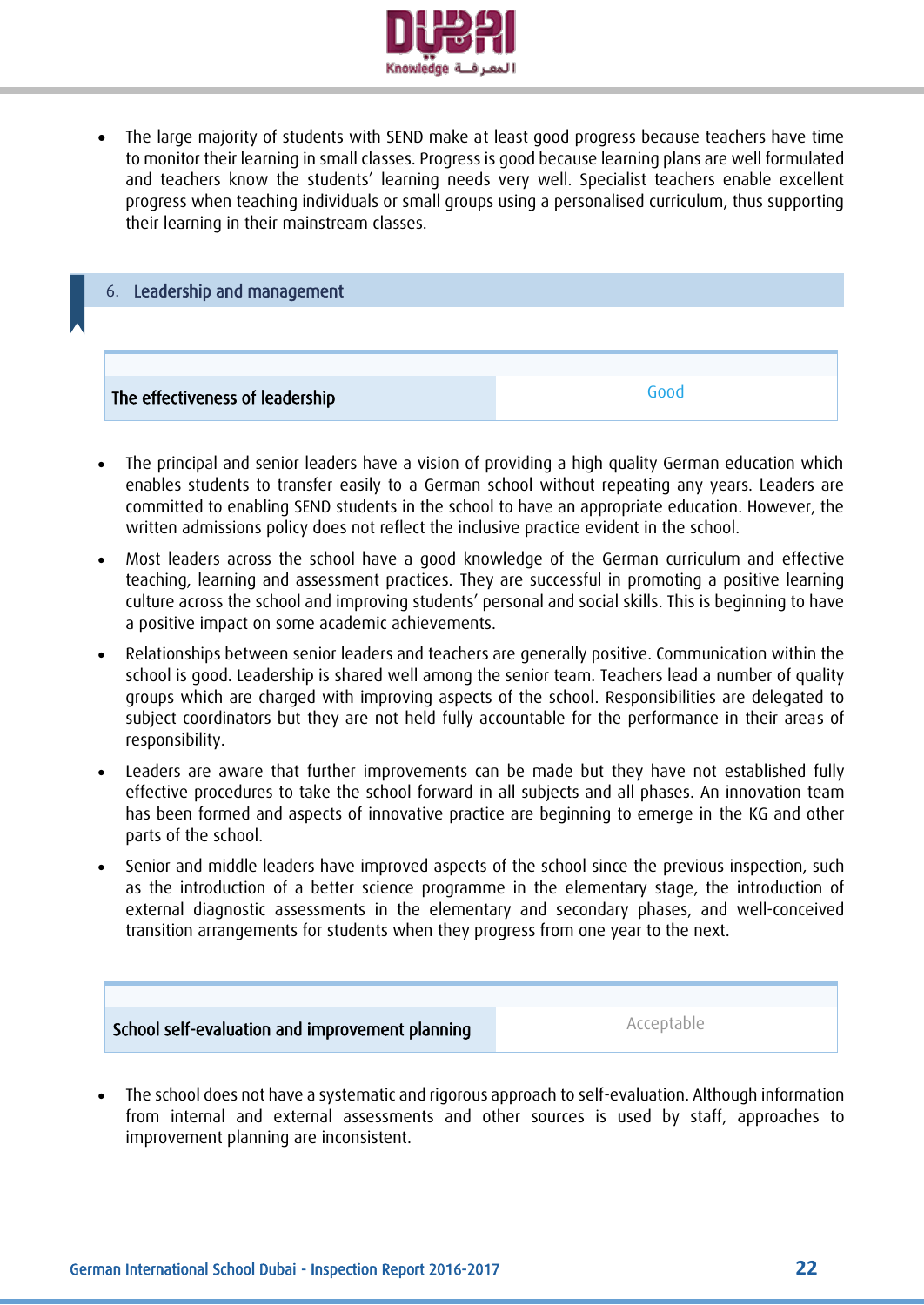- The large majority of students with SEND make at least good progress because teachers have time to monitor their learning in small classes. Progress is good because learning plans are well formulated and teachers know the students' learning needs very well. Specialist teachers enable excellent progress when teaching individuals or small groups using a personalised curriculum, thus supporting their learning in their mainstream classes.

## 6. Leadership and management

| The effectiveness of leadership | Good |
|---|---|

- The principal and senior leaders have a vision of providing a high quality German education which enables students to transfer easily to a German school without repeating any years. Leaders are committed to enabling SEND students in the school to have an appropriate education. However, the written admissions policy does not reflect the inclusive practice evident in the school.
- Most leaders across the school have a good knowledge of the German curriculum and effective teaching, learning and assessment practices. They are successful in promoting a positive learning culture across the school and improving students' personal and social skills. This is beginning to have a positive impact on some academic achievements.
- Relationships between senior leaders and teachers are generally positive. Communication within the school is good. Leadership is shared well among the senior team. Teachers lead a number of quality groups which are charged with improving aspects of the school. Responsibilities are delegated to subject coordinators but they are not held fully accountable for the performance in their areas of responsibility.
- Leaders are aware that further improvements can be made but they have not established fully effective procedures to take the school forward in all subjects and all phases. An innovation team has been formed and aspects of innovative practice are beginning to emerge in the KG and other parts of the school.
- Senior and middle leaders have improved aspects of the school since the previous inspection, such as the introduction of a better science programme in the elementary stage, the introduction of external diagnostic assessments in the elementary and secondary phases, and well-conceived transition arrangements for students when they progress from one year to the next.

| School self-evaluation and improvement planning | Acceptable |
|---|---|

- The school does not have a systematic and rigorous approach to self-evaluation. Although information from internal and external assessments and other sources is used by staff, approaches to improvement planning are inconsistent.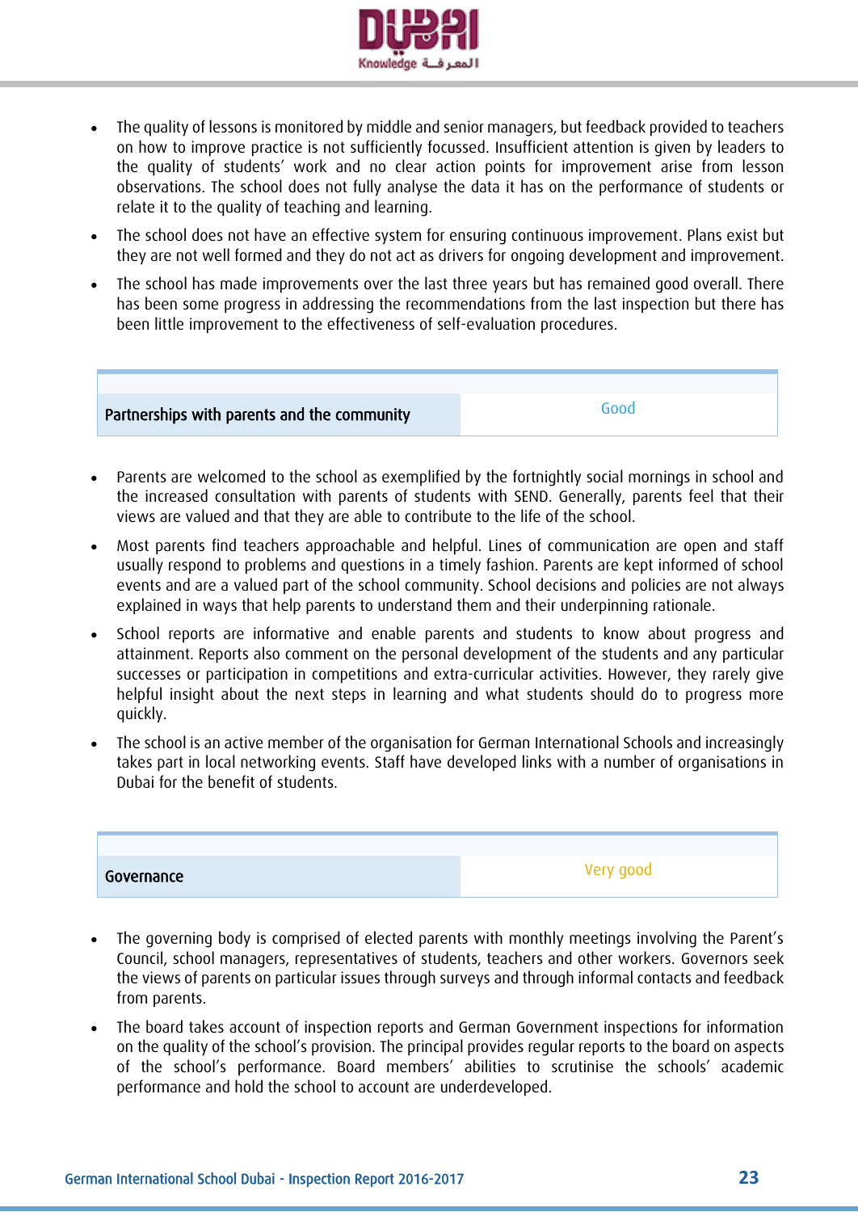- The quality of lessons is monitored by middle and senior managers, but feedback provided to teachers on how to improve practice is not sufficiently focussed. Insufficient attention is given by leaders to the quality of students' work and no clear action points for improvement arise from lesson observations. The school does not fully analyse the data it has on the performance of students or relate it to the quality of teaching and learning.
- The school does not have an effective system for ensuring continuous improvement. Plans exist but they are not well formed and they do not act as drivers for ongoing development and improvement.
- The school has made improvements over the last three years but has remained good overall. There has been some progress in addressing the recommendations from the last inspection but there has been little improvement to the effectiveness of self-evaluation procedures.

| Partnerships with parents and the community | Good |
|---|---|

- Parents are welcomed to the school as exemplified by the fortnightly social mornings in school and the increased consultation with parents of students with SEND. Generally, parents feel that their views are valued and that they are able to contribute to the life of the school.
- Most parents find teachers approachable and helpful. Lines of communication are open and staff usually respond to problems and questions in a timely fashion. Parents are kept informed of school events and are a valued part of the school community. School decisions and policies are not always explained in ways that help parents to understand them and their underpinning rationale.
- School reports are informative and enable parents and students to know about progress and attainment. Reports also comment on the personal development of the students and any particular successes or participation in competitions and extra-curricular activities. However, they rarely give helpful insight about the next steps in learning and what students should do to progress more quickly.
- The school is an active member of the organisation for German International Schools and increasingly takes part in local networking events. Staff have developed links with a number of organisations in Dubai for the benefit of students.

| Governance | Very good |
|---|---|

- The governing body is comprised of elected parents with monthly meetings involving the Parent's Council, school managers, representatives of students, teachers and other workers. Governors seek the views of parents on particular issues through surveys and through informal contacts and feedback from parents.
- The board takes account of inspection reports and German Government inspections for information on the quality of the school's provision. The principal provides regular reports to the board on aspects of the school's performance. Board members' abilities to scrutinise the schools' academic performance and hold the school to account are underdeveloped.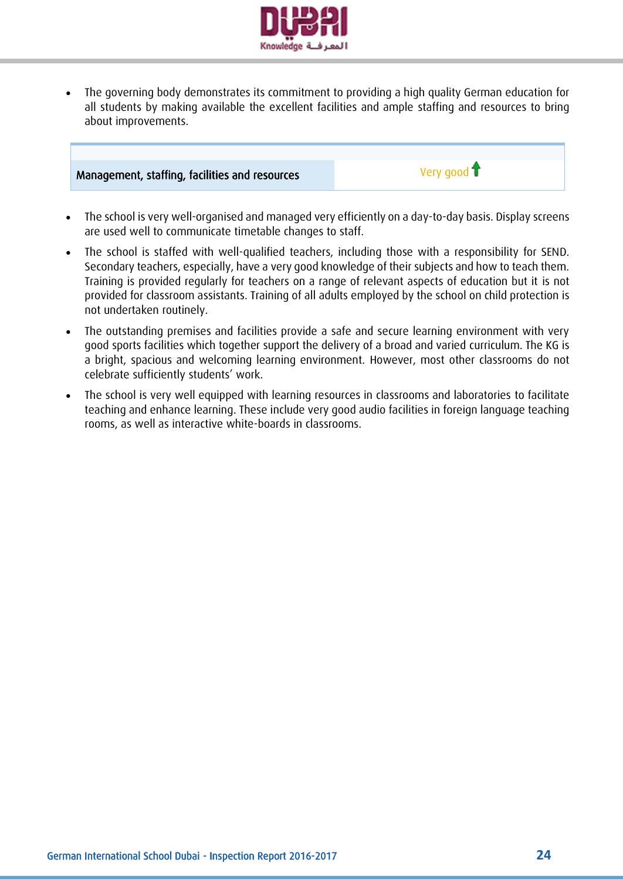- The governing body demonstrates its commitment to providing a high quality German education for all students by making available the excellent facilities and ample staffing and resources to bring about improvements.

| Management, staffing, facilities and resources | Very good ↑ |
|---|---|

- The school is very well-organised and managed very efficiently on a day-to-day basis. Display screens are used well to communicate timetable changes to staff.
- The school is staffed with well-qualified teachers, including those with a responsibility for SEND. Secondary teachers, especially, have a very good knowledge of their subjects and how to teach them. Training is provided regularly for teachers on a range of relevant aspects of education but it is not provided for classroom assistants. Training of all adults employed by the school on child protection is not undertaken routinely.
- The outstanding premises and facilities provide a safe and secure learning environment with very good sports facilities which together support the delivery of a broad and varied curriculum. The KG is a bright, spacious and welcoming learning environment. However, most other classrooms do not celebrate sufficiently students' work.
- The school is very well equipped with learning resources in classrooms and laboratories to facilitate teaching and enhance learning. These include very good audio facilities in foreign language teaching rooms, as well as interactive white-boards in classrooms.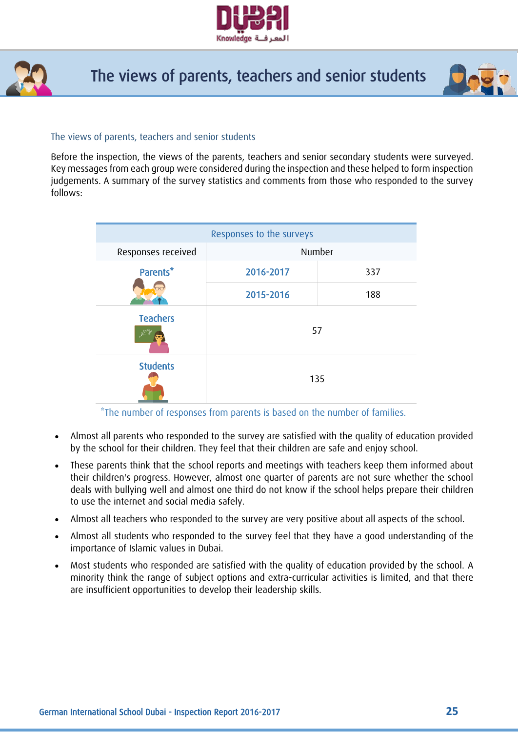# The views of parents, teachers and senior students

## The views of parents, teachers and senior students

Before the inspection, the views of the parents, teachers and senior secondary students were surveyed. Key messages from each group were considered during the inspection and these helped to form inspection judgements. A summary of the survey statistics and comments from those who responded to the survey follows:

| Responses to the surveys | | |
|---|---|---|
| Responses received | Number | |
| Parents* | 2016-2017 | 337 |
| | 2015-2016 | 188 |
| Teachers | 57 | |
| Students | 135 | |

*The number of responses from parents is based on the number of families.

- Almost all parents who responded to the survey are satisfied with the quality of education provided by the school for their children. They feel that their children are safe and enjoy school.
- These parents think that the school reports and meetings with teachers keep them informed about their children's progress. However, almost one quarter of parents are not sure whether the school deals with bullying well and almost one third do not know if the school helps prepare their children to use the internet and social media safely.
- Almost all teachers who responded to the survey are very positive about all aspects of the school.
- Almost all students who responded to the survey feel that they have a good understanding of the importance of Islamic values in Dubai.
- Most students who responded are satisfied with the quality of education provided by the school. A minority think the range of subject options and extra-curricular activities is limited, and that there are insufficient opportunities to develop their leadership skills.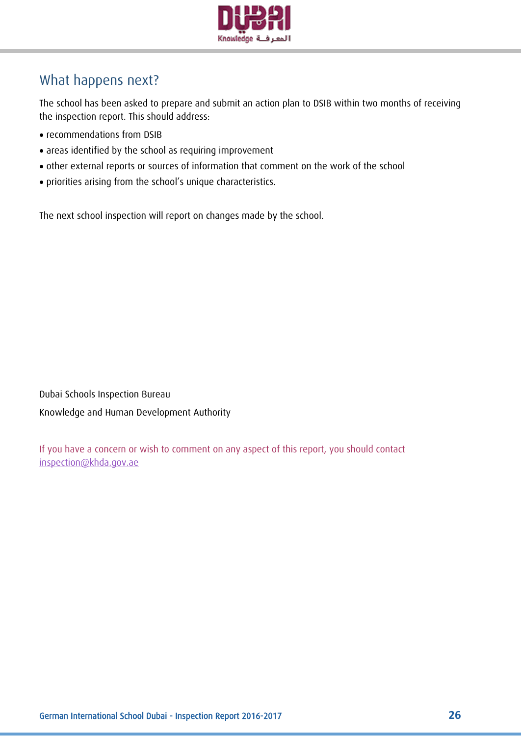## What happens next?

The school has been asked to prepare and submit an action plan to DSIB within two months of receiving the inspection report. This should address:

- recommendations from DSIB
- areas identified by the school as requiring improvement
- other external reports or sources of information that comment on the work of the school
- priorities arising from the school's unique characteristics.

The next school inspection will report on changes made by the school.

Dubai Schools Inspection Bureau

Knowledge and Human Development Authority

If you have a concern or wish to comment on any aspect of this report, you should contact inspection@khda.gov.ae